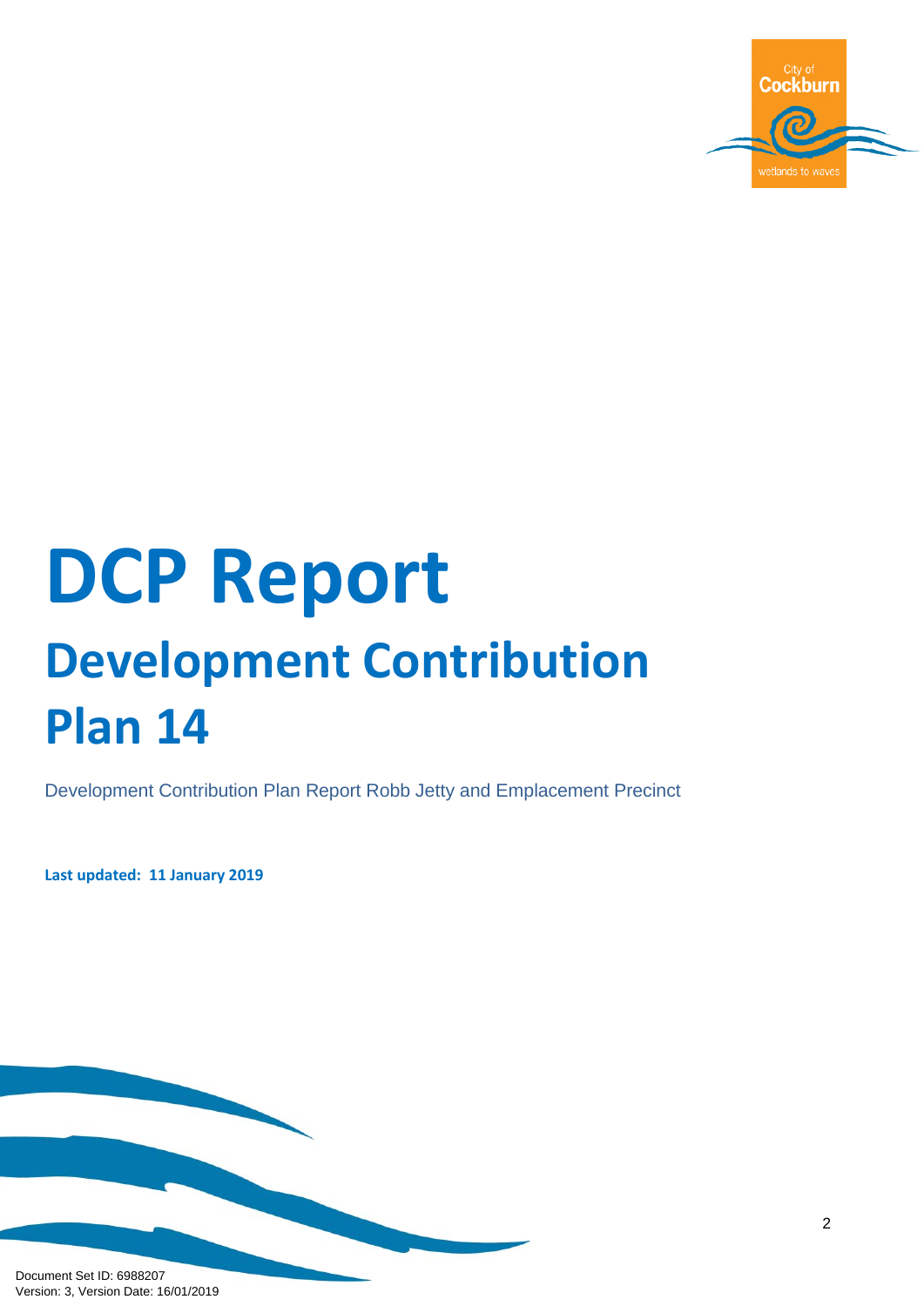# DCP Report

## Development Contribution Plan 14

Development Contribution Plan Report Robb Jetty and Emplacement Precinct

**Last updated: 11 January 2019**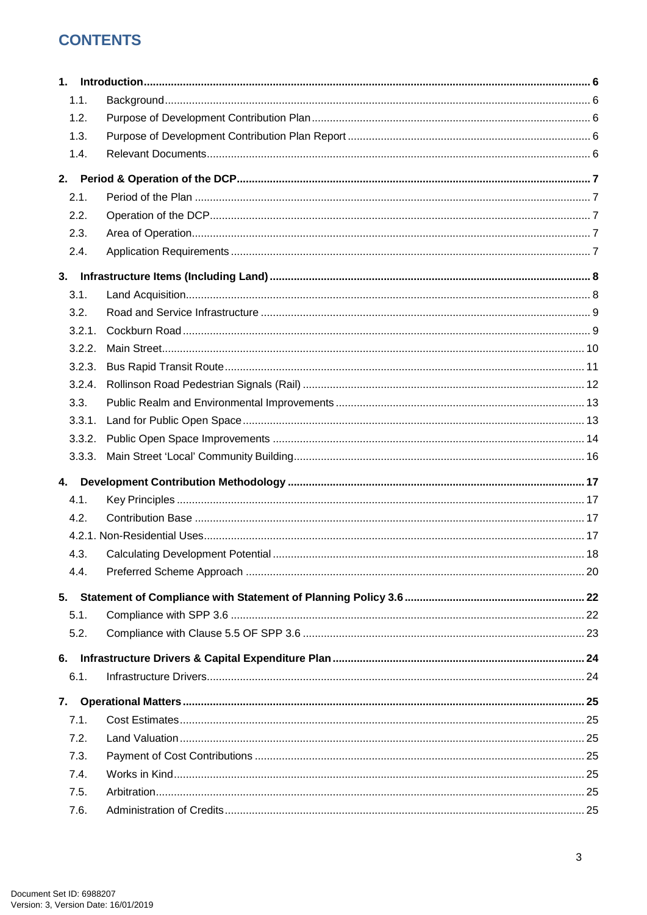# CONTENTS

**1. Introduction** .......... **6**

- 1.1. Background .......... 6
- 1.2. Purpose of Development Contribution Plan .......... 6
- 1.3. Purpose of Development Contribution Plan Report .......... 6
- 1.4. Relevant Documents .......... 6

**2. Period & Operation of the DCP** .......... **7**

- 2.1. Period of the Plan .......... 7
- 2.2. Operation of the DCP .......... 7
- 2.3. Area of Operation .......... 7
- 2.4. Application Requirements .......... 7

**3. Infrastructure Items (Including Land)** .......... **8**

- 3.1. Land Acquisition .......... 8
- 3.2. Road and Service Infrastructure .......... 9
- 3.2.1. Cockburn Road .......... 9
- 3.2.2. Main Street .......... 10
- 3.2.3. Bus Rapid Transit Route .......... 11
- 3.2.4. Rollinson Road Pedestrian Signals (Rail) .......... 12
- 3.3. Public Realm and Environmental Improvements .......... 13
- 3.3.1. Land for Public Open Space .......... 13
- 3.3.2. Public Open Space Improvements .......... 14
- 3.3.3. Main Street 'Local' Community Building .......... 16

**4. Development Contribution Methodology** .......... **17**

- 4.1. Key Principles .......... 17
- 4.2. Contribution Base .......... 17
- 4.2.1. Non-Residential Uses .......... 17
- 4.3. Calculating Development Potential .......... 18
- 4.4. Preferred Scheme Approach .......... 20

**5. Statement of Compliance with Statement of Planning Policy 3.6** .......... **22**

- 5.1. Compliance with SPP 3.6 .......... 22
- 5.2. Compliance with Clause 5.5 OF SPP 3.6 .......... 23

**6. Infrastructure Drivers & Capital Expenditure Plan** .......... **24**

- 6.1. Infrastructure Drivers .......... 24

**7. Operational Matters** .......... **25**

- 7.1. Cost Estimates .......... 25
- 7.2. Land Valuation .......... 25
- 7.3. Payment of Cost Contributions .......... 25
- 7.4. Works in Kind .......... 25
- 7.5. Arbitration .......... 25
- 7.6. Administration of Credits .......... 25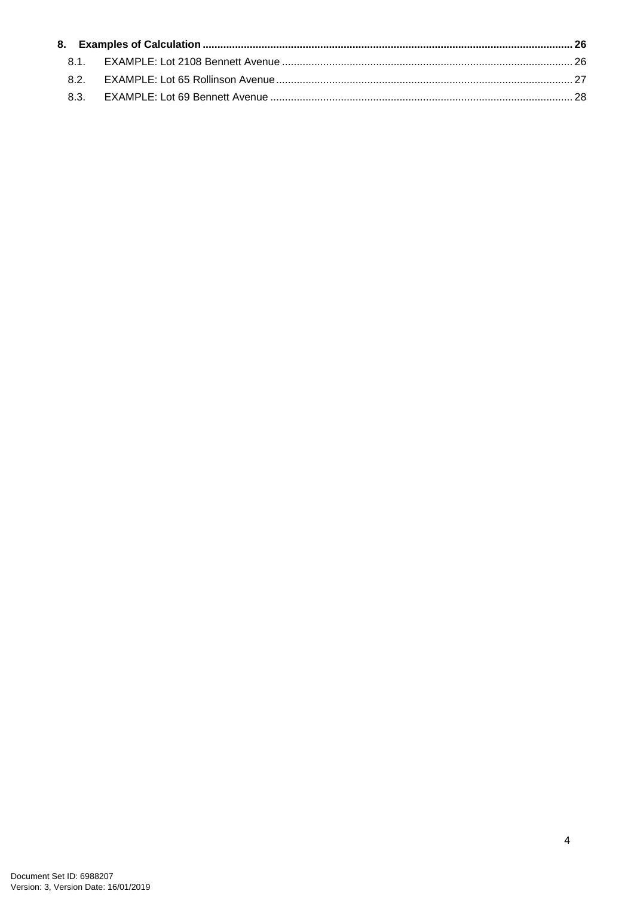**8. Examples of Calculation ........................................................................................................................... 26**

8.1. EXAMPLE: Lot 2108 Bennett Avenue ................................................................................................ 26

8.2. EXAMPLE: Lot 65 Rollinson Avenue.................................................................................................. 27

8.3. EXAMPLE: Lot 69 Bennett Avenue .................................................................................................... 28

Document Set ID: 6988207
Version: 3, Version Date: 16/01/2019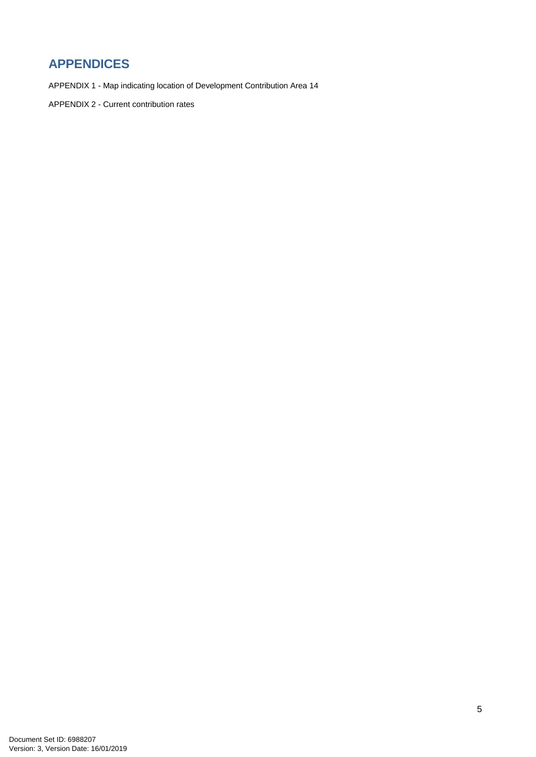# APPENDICES

APPENDIX 1 - Map indicating location of Development Contribution Area 14

APPENDIX 2 - Current contribution rates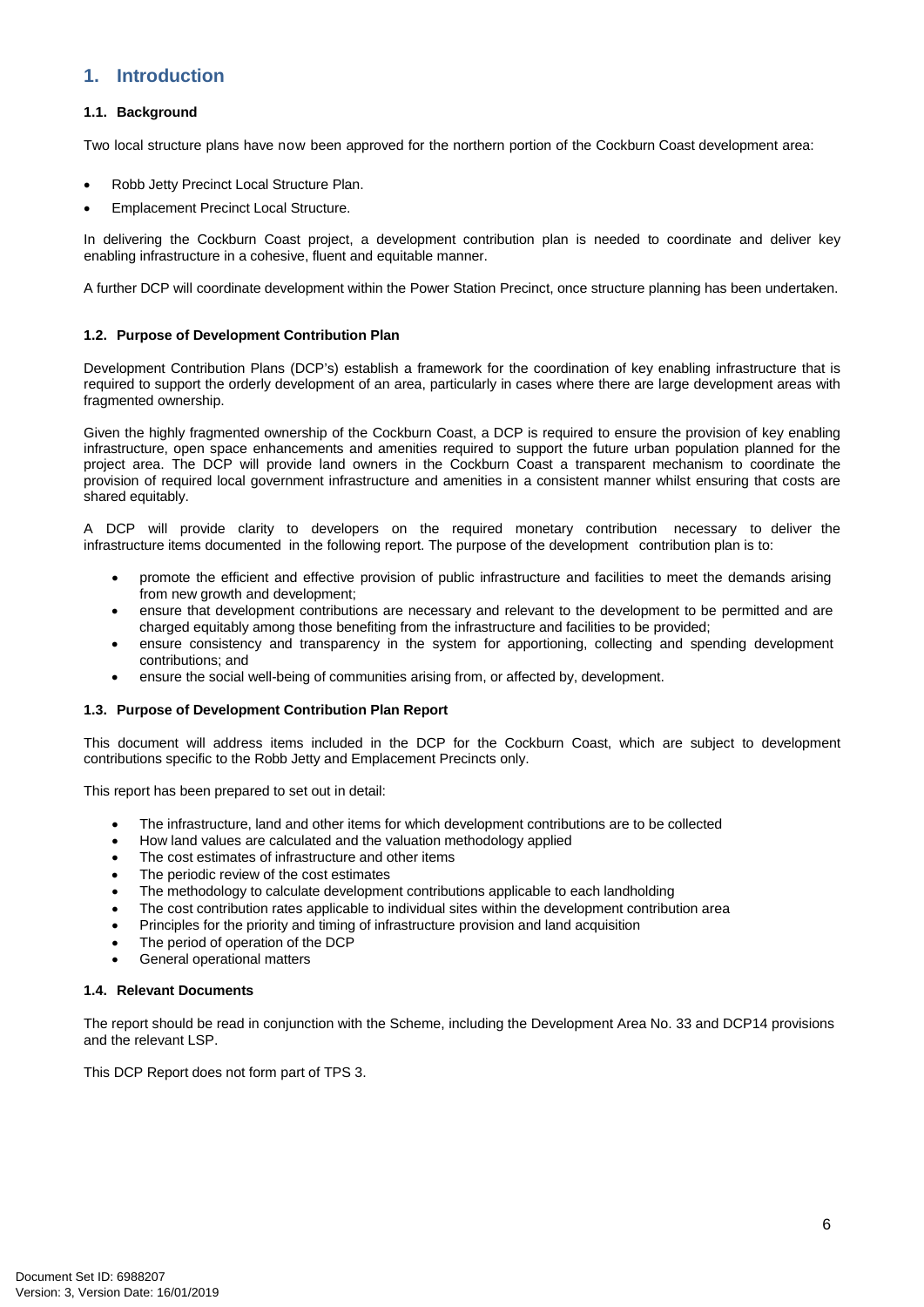## 1. Introduction

### 1.1. Background

Two local structure plans have now been approved for the northern portion of the Cockburn Coast development area:

- Robb Jetty Precinct Local Structure Plan.
- Emplacement Precinct Local Structure.

In delivering the Cockburn Coast project, a development contribution plan is needed to coordinate and deliver key enabling infrastructure in a cohesive, fluent and equitable manner.

A further DCP will coordinate development within the Power Station Precinct, once structure planning has been undertaken.

### 1.2. Purpose of Development Contribution Plan

Development Contribution Plans (DCP's) establish a framework for the coordination of key enabling infrastructure that is required to support the orderly development of an area, particularly in cases where there are large development areas with fragmented ownership.

Given the highly fragmented ownership of the Cockburn Coast, a DCP is required to ensure the provision of key enabling infrastructure, open space enhancements and amenities required to support the future urban population planned for the project area. The DCP will provide land owners in the Cockburn Coast a transparent mechanism to coordinate the provision of required local government infrastructure and amenities in a consistent manner whilst ensuring that costs are shared equitably.

A DCP will provide clarity to developers on the required monetary contribution necessary to deliver the infrastructure items documented in the following report. The purpose of the development contribution plan is to:

- promote the efficient and effective provision of public infrastructure and facilities to meet the demands arising from new growth and development;
- ensure that development contributions are necessary and relevant to the development to be permitted and are charged equitably among those benefiting from the infrastructure and facilities to be provided;
- ensure consistency and transparency in the system for apportioning, collecting and spending development contributions; and
- ensure the social well-being of communities arising from, or affected by, development.

### 1.3. Purpose of Development Contribution Plan Report

This document will address items included in the DCP for the Cockburn Coast, which are subject to development contributions specific to the Robb Jetty and Emplacement Precincts only.

This report has been prepared to set out in detail:

- The infrastructure, land and other items for which development contributions are to be collected
- How land values are calculated and the valuation methodology applied
- The cost estimates of infrastructure and other items
- The periodic review of the cost estimates
- The methodology to calculate development contributions applicable to each landholding
- The cost contribution rates applicable to individual sites within the development contribution area
- Principles for the priority and timing of infrastructure provision and land acquisition
- The period of operation of the DCP
- General operational matters

### 1.4. Relevant Documents

The report should be read in conjunction with the Scheme, including the Development Area No. 33 and DCP14 provisions and the relevant LSP.

This DCP Report does not form part of TPS 3.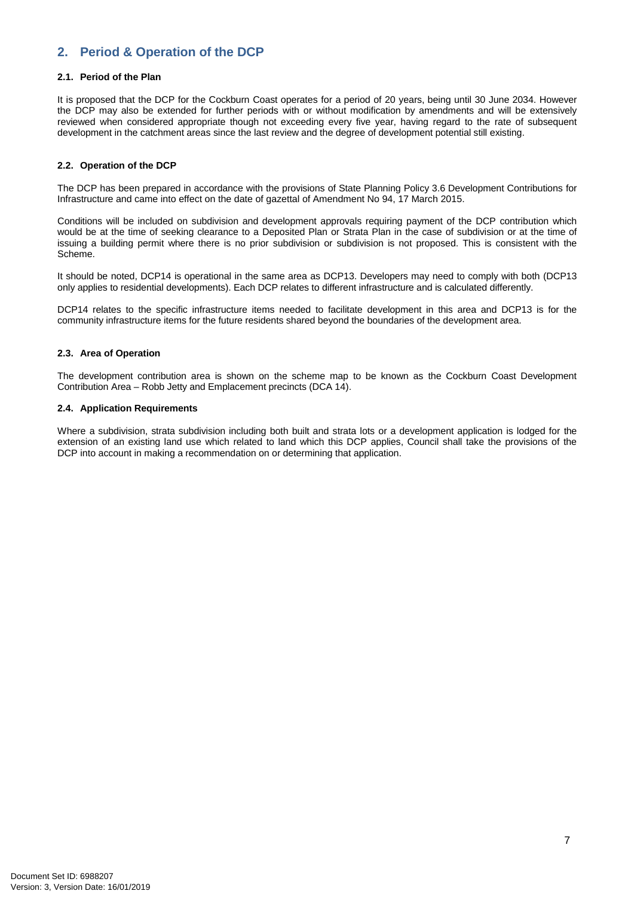## 2. Period & Operation of the DCP

### 2.1. Period of the Plan

It is proposed that the DCP for the Cockburn Coast operates for a period of 20 years, being until 30 June 2034. However the DCP may also be extended for further periods with or without modification by amendments and will be extensively reviewed when considered appropriate though not exceeding every five year, having regard to the rate of subsequent development in the catchment areas since the last review and the degree of development potential still existing.

### 2.2. Operation of the DCP

The DCP has been prepared in accordance with the provisions of State Planning Policy 3.6 Development Contributions for Infrastructure and came into effect on the date of gazettal of Amendment No 94, 17 March 2015.

Conditions will be included on subdivision and development approvals requiring payment of the DCP contribution which would be at the time of seeking clearance to a Deposited Plan or Strata Plan in the case of subdivision or at the time of issuing a building permit where there is no prior subdivision or subdivision is not proposed. This is consistent with the Scheme.

It should be noted, DCP14 is operational in the same area as DCP13. Developers may need to comply with both (DCP13 only applies to residential developments). Each DCP relates to different infrastructure and is calculated differently.

DCP14 relates to the specific infrastructure items needed to facilitate development in this area and DCP13 is for the community infrastructure items for the future residents shared beyond the boundaries of the development area.

### 2.3. Area of Operation

The development contribution area is shown on the scheme map to be known as the Cockburn Coast Development Contribution Area – Robb Jetty and Emplacement precincts (DCA 14).

### 2.4. Application Requirements

Where a subdivision, strata subdivision including both built and strata lots or a development application is lodged for the extension of an existing land use which related to land which this DCP applies, Council shall take the provisions of the DCP into account in making a recommendation on or determining that application.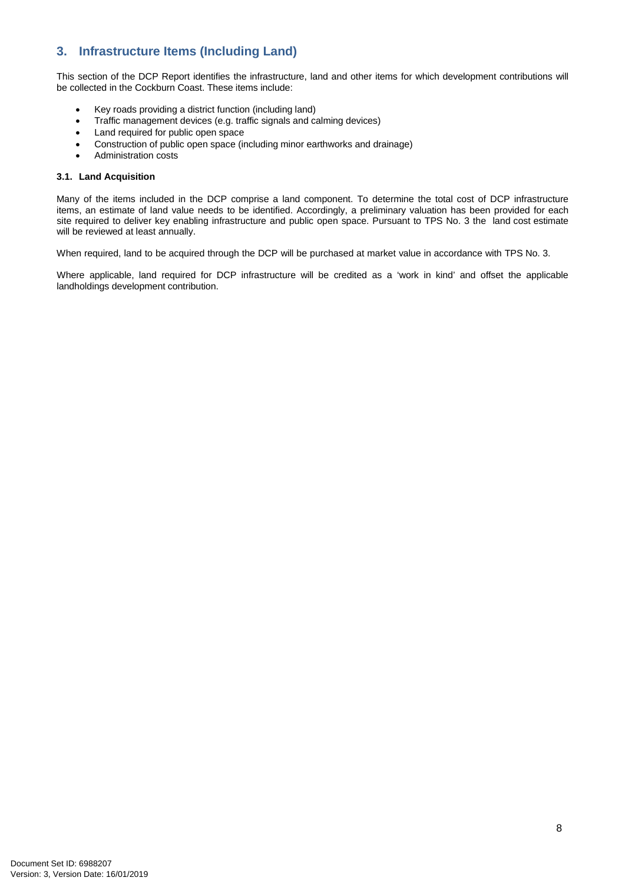## 3. Infrastructure Items (Including Land)

This section of the DCP Report identifies the infrastructure, land and other items for which development contributions will be collected in the Cockburn Coast. These items include:

- Key roads providing a district function (including land)
- Traffic management devices (e.g. traffic signals and calming devices)
- Land required for public open space
- Construction of public open space (including minor earthworks and drainage)
- Administration costs

### 3.1. Land Acquisition

Many of the items included in the DCP comprise a land component. To determine the total cost of DCP infrastructure items, an estimate of land value needs to be identified. Accordingly, a preliminary valuation has been provided for each site required to deliver key enabling infrastructure and public open space. Pursuant to TPS No. 3 the land cost estimate will be reviewed at least annually.

When required, land to be acquired through the DCP will be purchased at market value in accordance with TPS No. 3.

Where applicable, land required for DCP infrastructure will be credited as a 'work in kind' and offset the applicable landholdings development contribution.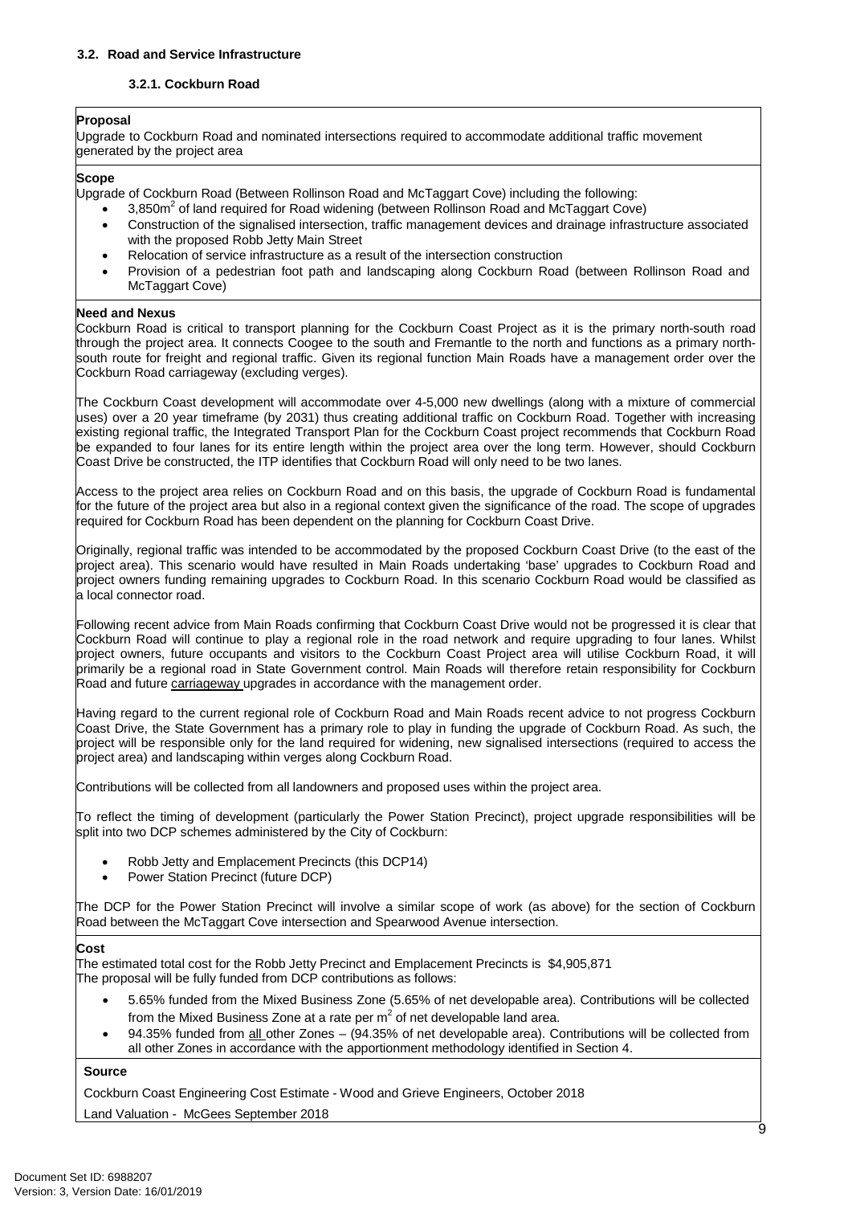### 3.2. Road and Service Infrastructure

#### 3.2.1. Cockburn Road

**Proposal**

Upgrade to Cockburn Road and nominated intersections required to accommodate additional traffic movement generated by the project area

**Scope**

Upgrade of Cockburn Road (Between Rollinson Road and McTaggart Cove) including the following:

- 3,850m$^2$ of land required for Road widening (between Rollinson Road and McTaggart Cove)
- Construction of the signalised intersection, traffic management devices and drainage infrastructure associated with the proposed Robb Jetty Main Street
- Relocation of service infrastructure as a result of the intersection construction
- Provision of a pedestrian foot path and landscaping along Cockburn Road (between Rollinson Road and McTaggart Cove)

**Need and Nexus**

Cockburn Road is critical to transport planning for the Cockburn Coast Project as it is the primary north-south road through the project area. It connects Coogee to the south and Fremantle to the north and functions as a primary north-south route for freight and regional traffic. Given its regional function Main Roads have a management order over the Cockburn Road carriageway (excluding verges).

The Cockburn Coast development will accommodate over 4-5,000 new dwellings (along with a mixture of commercial uses) over a 20 year timeframe (by 2031) thus creating additional traffic on Cockburn Road. Together with increasing existing regional traffic, the Integrated Transport Plan for the Cockburn Coast project recommends that Cockburn Road be expanded to four lanes for its entire length within the project area over the long term. However, should Cockburn Coast Drive be constructed, the ITP identifies that Cockburn Road will only need to be two lanes.

Access to the project area relies on Cockburn Road and on this basis, the upgrade of Cockburn Road is fundamental for the future of the project area but also in a regional context given the significance of the road. The scope of upgrades required for Cockburn Road has been dependent on the planning for Cockburn Coast Drive.

Originally, regional traffic was intended to be accommodated by the proposed Cockburn Coast Drive (to the east of the project area). This scenario would have resulted in Main Roads undertaking 'base' upgrades to Cockburn Road and project owners funding remaining upgrades to Cockburn Road. In this scenario Cockburn Road would be classified as a local connector road.

Following recent advice from Main Roads confirming that Cockburn Coast Drive would not be progressed it is clear that Cockburn Road will continue to play a regional role in the road network and require upgrading to four lanes. Whilst project owners, future occupants and visitors to the Cockburn Coast Project area will utilise Cockburn Road, it will primarily be a regional road in State Government control. Main Roads will therefore retain responsibility for Cockburn Road and future carriageway upgrades in accordance with the management order.

Having regard to the current regional role of Cockburn Road and Main Roads recent advice to not progress Cockburn Coast Drive, the State Government has a primary role to play in funding the upgrade of Cockburn Road. As such, the project will be responsible only for the land required for widening, new signalised intersections (required to access the project area) and landscaping within verges along Cockburn Road.

Contributions will be collected from all landowners and proposed uses within the project area.

To reflect the timing of development (particularly the Power Station Precinct), project upgrade responsibilities will be split into two DCP schemes administered by the City of Cockburn:

- Robb Jetty and Emplacement Precincts (this DCP14)
- Power Station Precinct (future DCP)

The DCP for the Power Station Precinct will involve a similar scope of work (as above) for the section of Cockburn Road between the McTaggart Cove intersection and Spearwood Avenue intersection.

**Cost**

The estimated total cost for the Robb Jetty Precinct and Emplacement Precincts is $4,905,871

The proposal will be fully funded from DCP contributions as follows:

- 5.65% funded from the Mixed Business Zone (5.65% of net developable area). Contributions will be collected from the Mixed Business Zone at a rate per m$^2$ of net developable land area.
- 94.35% funded from all other Zones – (94.35% of net developable area). Contributions will be collected from all other Zones in accordance with the apportionment methodology identified in Section 4.

**Source**

Cockburn Coast Engineering Cost Estimate - Wood and Grieve Engineers, October 2018

Land Valuation - McGees September 2018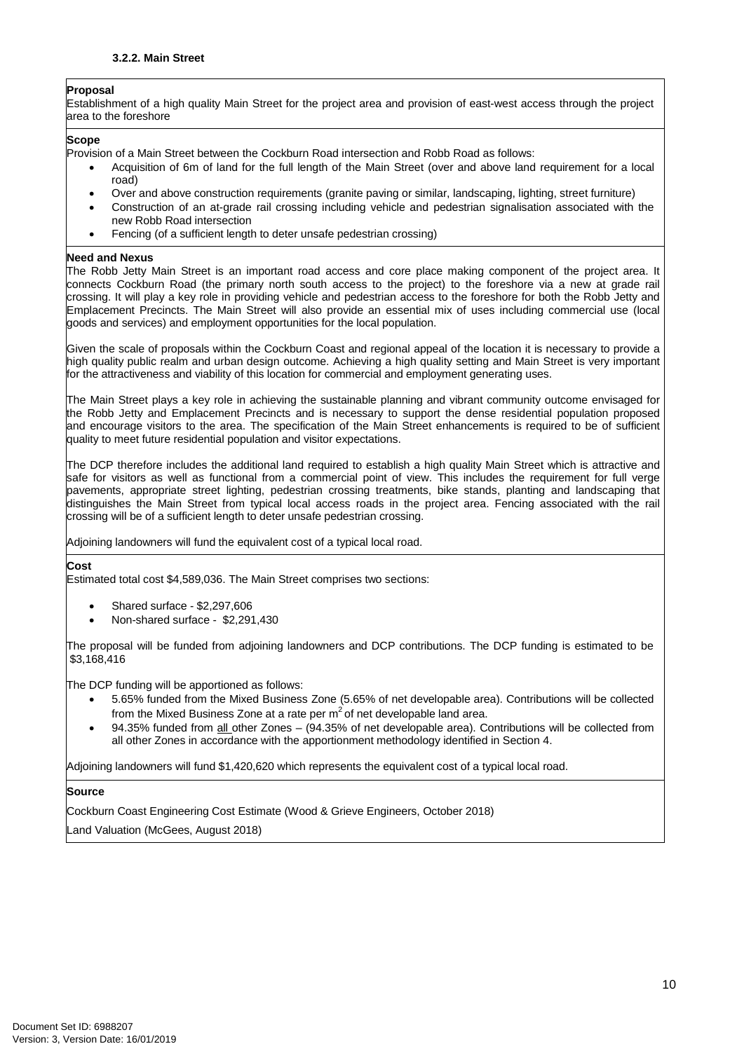### 3.2.2. Main Street

**Proposal**

Establishment of a high quality Main Street for the project area and provision of east-west access through the project area to the foreshore

**Scope**

Provision of a Main Street between the Cockburn Road intersection and Robb Road as follows:

- Acquisition of 6m of land for the full length of the Main Street (over and above land requirement for a local road)
- Over and above construction requirements (granite paving or similar, landscaping, lighting, street furniture)
- Construction of an at-grade rail crossing including vehicle and pedestrian signalisation associated with the new Robb Road intersection
- Fencing (of a sufficient length to deter unsafe pedestrian crossing)

**Need and Nexus**

The Robb Jetty Main Street is an important road access and core place making component of the project area. It connects Cockburn Road (the primary north south access to the project) to the foreshore via a new at grade rail crossing. It will play a key role in providing vehicle and pedestrian access to the foreshore for both the Robb Jetty and Emplacement Precincts. The Main Street will also provide an essential mix of uses including commercial use (local goods and services) and employment opportunities for the local population.

Given the scale of proposals within the Cockburn Coast and regional appeal of the location it is necessary to provide a high quality public realm and urban design outcome. Achieving a high quality setting and Main Street is very important for the attractiveness and viability of this location for commercial and employment generating uses.

The Main Street plays a key role in achieving the sustainable planning and vibrant community outcome envisaged for the Robb Jetty and Emplacement Precincts and is necessary to support the dense residential population proposed and encourage visitors to the area. The specification of the Main Street enhancements is required to be of sufficient quality to meet future residential population and visitor expectations.

The DCP therefore includes the additional land required to establish a high quality Main Street which is attractive and safe for visitors as well as functional from a commercial point of view. This includes the requirement for full verge pavements, appropriate street lighting, pedestrian crossing treatments, bike stands, planting and landscaping that distinguishes the Main Street from typical local access roads in the project area. Fencing associated with the rail crossing will be of a sufficient length to deter unsafe pedestrian crossing.

Adjoining landowners will fund the equivalent cost of a typical local road.

**Cost**

Estimated total cost $4,589,036. The Main Street comprises two sections:

- Shared surface - $2,297,606
- Non-shared surface - $2,291,430

The proposal will be funded from adjoining landowners and DCP contributions. The DCP funding is estimated to be $3,168,416

The DCP funding will be apportioned as follows:

- 5.65% funded from the Mixed Business Zone (5.65% of net developable area). Contributions will be collected from the Mixed Business Zone at a rate per m$^2$ of net developable land area.
- 94.35% funded from all other Zones – (94.35% of net developable area). Contributions will be collected from all other Zones in accordance with the apportionment methodology identified in Section 4.

Adjoining landowners will fund $1,420,620 which represents the equivalent cost of a typical local road.

**Source**

Cockburn Coast Engineering Cost Estimate (Wood & Grieve Engineers, October 2018)

Land Valuation (McGees, August 2018)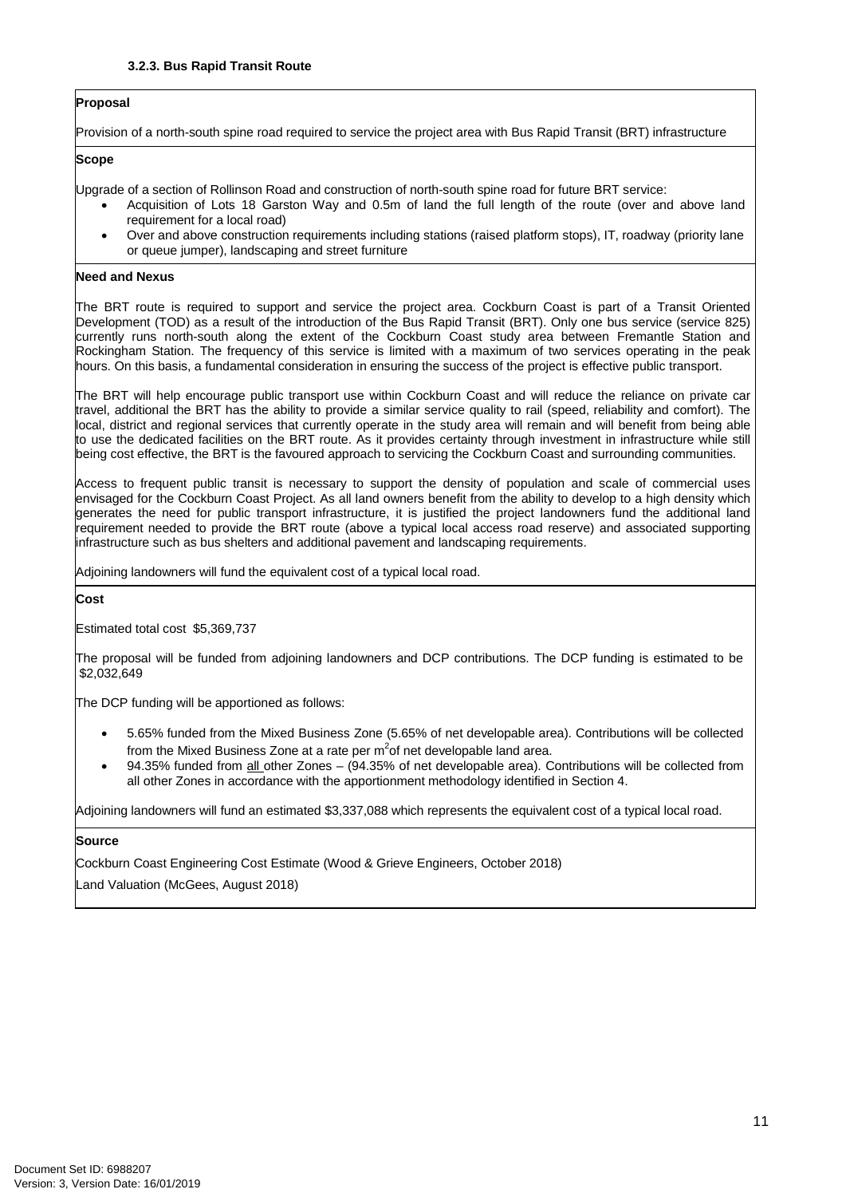### 3.2.3. Bus Rapid Transit Route

**Proposal**

Provision of a north-south spine road required to service the project area with Bus Rapid Transit (BRT) infrastructure

**Scope**

Upgrade of a section of Rollinson Road and construction of north-south spine road for future BRT service:

- Acquisition of Lots 18 Garston Way and 0.5m of land the full length of the route (over and above land requirement for a local road)
- Over and above construction requirements including stations (raised platform stops), IT, roadway (priority lane or queue jumper), landscaping and street furniture

**Need and Nexus**

The BRT route is required to support and service the project area. Cockburn Coast is part of a Transit Oriented Development (TOD) as a result of the introduction of the Bus Rapid Transit (BRT). Only one bus service (service 825) currently runs north-south along the extent of the Cockburn Coast study area between Fremantle Station and Rockingham Station. The frequency of this service is limited with a maximum of two services operating in the peak hours. On this basis, a fundamental consideration in ensuring the success of the project is effective public transport.

The BRT will help encourage public transport use within Cockburn Coast and will reduce the reliance on private car travel, additional the BRT has the ability to provide a similar service quality to rail (speed, reliability and comfort). The local, district and regional services that currently operate in the study area will remain and will benefit from being able to use the dedicated facilities on the BRT route. As it provides certainty through investment in infrastructure while still being cost effective, the BRT is the favoured approach to servicing the Cockburn Coast and surrounding communities.

Access to frequent public transit is necessary to support the density of population and scale of commercial uses envisaged for the Cockburn Coast Project. As all land owners benefit from the ability to develop to a high density which generates the need for public transport infrastructure, it is justified the project landowners fund the additional land requirement needed to provide the BRT route (above a typical local access road reserve) and associated supporting infrastructure such as bus shelters and additional pavement and landscaping requirements.

Adjoining landowners will fund the equivalent cost of a typical local road.

**Cost**

Estimated total cost $5,369,737

The proposal will be funded from adjoining landowners and DCP contributions. The DCP funding is estimated to be $2,032,649

The DCP funding will be apportioned as follows:

- 5.65% funded from the Mixed Business Zone (5.65% of net developable area). Contributions will be collected from the Mixed Business Zone at a rate per m$^2$ of net developable land area.
- 94.35% funded from all other Zones – (94.35% of net developable area). Contributions will be collected from all other Zones in accordance with the apportionment methodology identified in Section 4.

Adjoining landowners will fund an estimated $3,337,088 which represents the equivalent cost of a typical local road.

**Source**

Cockburn Coast Engineering Cost Estimate (Wood & Grieve Engineers, October 2018)

Land Valuation (McGees, August 2018)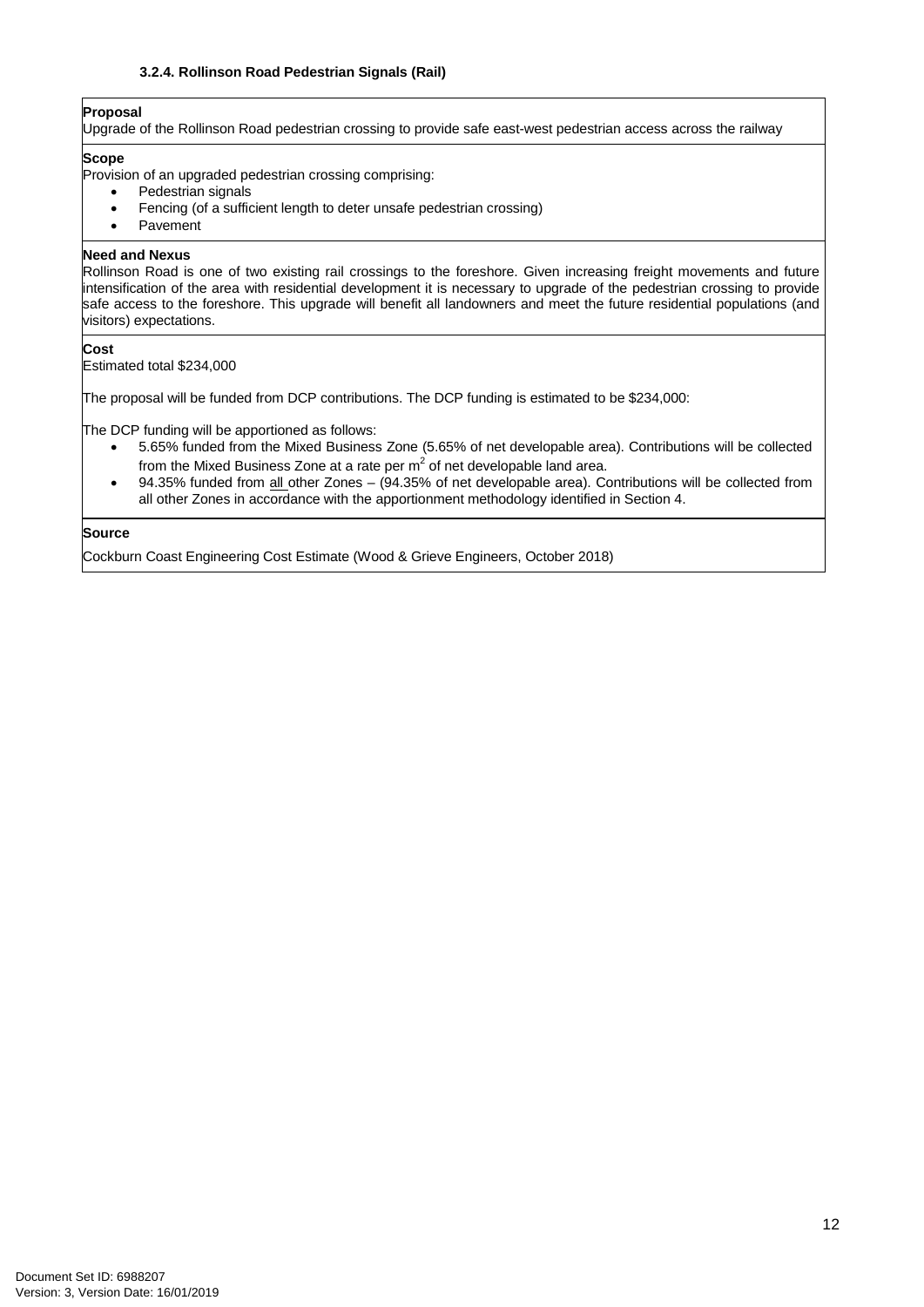#### 3.2.4. Rollinson Road Pedestrian Signals (Rail)

**Proposal**

Upgrade of the Rollinson Road pedestrian crossing to provide safe east-west pedestrian access across the railway

**Scope**

Provision of an upgraded pedestrian crossing comprising:

- Pedestrian signals
- Fencing (of a sufficient length to deter unsafe pedestrian crossing)
- Pavement

**Need and Nexus**

Rollinson Road is one of two existing rail crossings to the foreshore. Given increasing freight movements and future intensification of the area with residential development it is necessary to upgrade of the pedestrian crossing to provide safe access to the foreshore. This upgrade will benefit all landowners and meet the future residential populations (and visitors) expectations.

**Cost**

Estimated total $234,000

The proposal will be funded from DCP contributions. The DCP funding is estimated to be $234,000:

The DCP funding will be apportioned as follows:

- 5.65% funded from the Mixed Business Zone (5.65% of net developable area). Contributions will be collected from the Mixed Business Zone at a rate per $m^2$ of net developable land area.
- 94.35% funded from all other Zones – (94.35% of net developable area). Contributions will be collected from all other Zones in accordance with the apportionment methodology identified in Section 4.

**Source**

Cockburn Coast Engineering Cost Estimate (Wood & Grieve Engineers, October 2018)

Document Set ID: 6988207
Version: 3, Version Date: 16/01/2019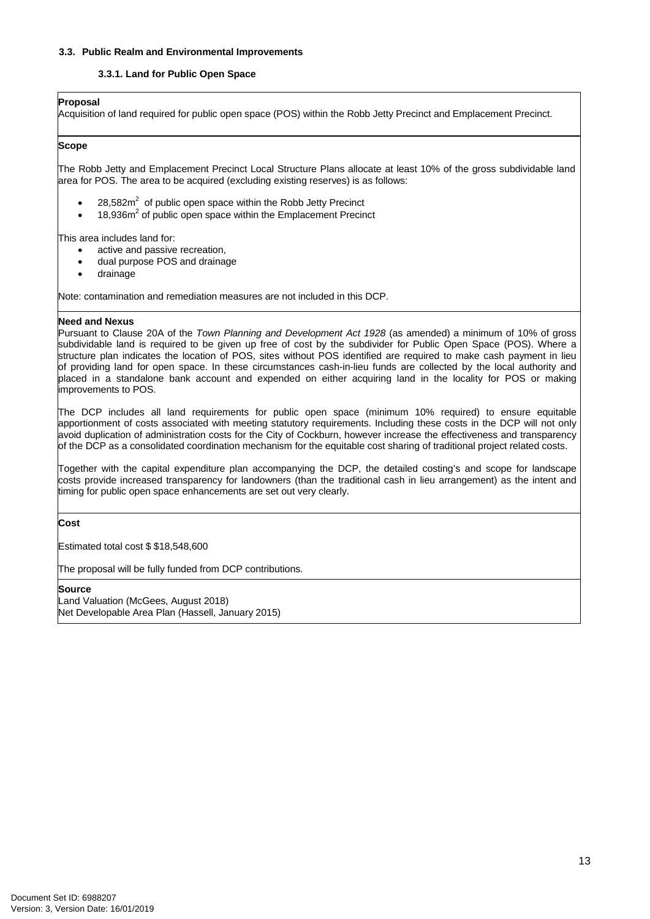### 3.3. Public Realm and Environmental Improvements

#### 3.3.1. Land for Public Open Space

**Proposal**

Acquisition of land required for public open space (POS) within the Robb Jetty Precinct and Emplacement Precinct.

**Scope**

The Robb Jetty and Emplacement Precinct Local Structure Plans allocate at least 10% of the gross subdividable land area for POS. The area to be acquired (excluding existing reserves) is as follows:

- 28,582m$^2$ of public open space within the Robb Jetty Precinct
- 18,936m$^2$ of public open space within the Emplacement Precinct

This area includes land for:

- active and passive recreation,
- dual purpose POS and drainage
- drainage

Note: contamination and remediation measures are not included in this DCP.

**Need and Nexus**

Pursuant to Clause 20A of the *Town Planning and Development Act 1928* (as amended) a minimum of 10% of gross subdividable land is required to be given up free of cost by the subdivider for Public Open Space (POS). Where a structure plan indicates the location of POS, sites without POS identified are required to make cash payment in lieu of providing land for open space. In these circumstances cash-in-lieu funds are collected by the local authority and placed in a standalone bank account and expended on either acquiring land in the locality for POS or making improvements to POS.

The DCP includes all land requirements for public open space (minimum 10% required) to ensure equitable apportionment of costs associated with meeting statutory requirements. Including these costs in the DCP will not only avoid duplication of administration costs for the City of Cockburn, however increase the effectiveness and transparency of the DCP as a consolidated coordination mechanism for the equitable cost sharing of traditional project related costs.

Together with the capital expenditure plan accompanying the DCP, the detailed costing's and scope for landscape costs provide increased transparency for landowners (than the traditional cash in lieu arrangement) as the intent and timing for public open space enhancements are set out very clearly.

**Cost**

Estimated total cost $ $18,548,600

The proposal will be fully funded from DCP contributions.

**Source**

Land Valuation (McGees, August 2018)
Net Developable Area Plan (Hassell, January 2015)

Document Set ID: 6988207
Version: 3, Version Date: 16/01/2019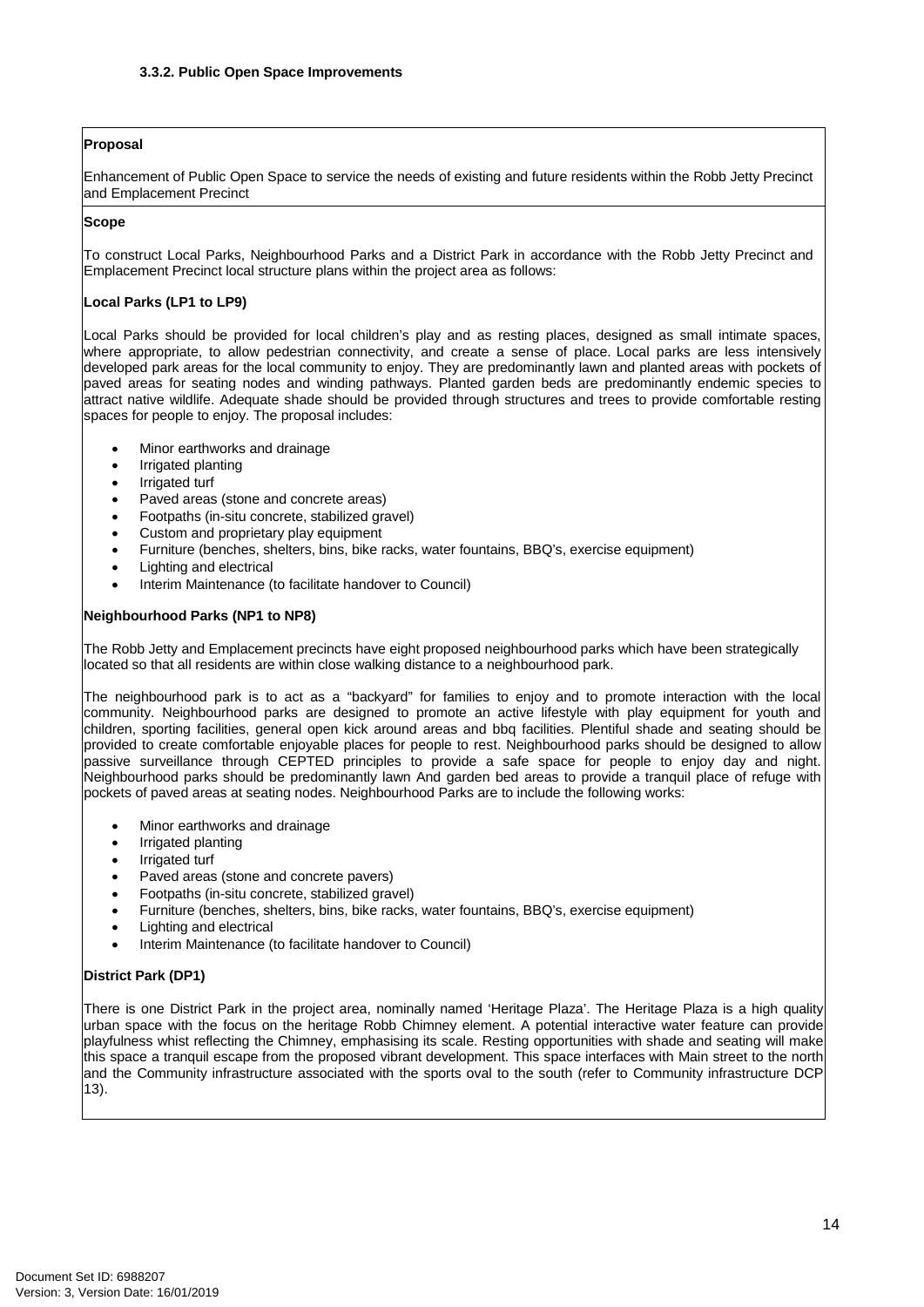#### 3.3.2. Public Open Space Improvements

**Proposal**

Enhancement of Public Open Space to service the needs of existing and future residents within the Robb Jetty Precinct and Emplacement Precinct

**Scope**

To construct Local Parks, Neighbourhood Parks and a District Park in accordance with the Robb Jetty Precinct and Emplacement Precinct local structure plans within the project area as follows:

**Local Parks (LP1 to LP9)**

Local Parks should be provided for local children's play and as resting places, designed as small intimate spaces, where appropriate, to allow pedestrian connectivity, and create a sense of place. Local parks are less intensively developed park areas for the local community to enjoy. They are predominantly lawn and planted areas with pockets of paved areas for seating nodes and winding pathways. Planted garden beds are predominantly endemic species to attract native wildlife. Adequate shade should be provided through structures and trees to provide comfortable resting spaces for people to enjoy. The proposal includes:

- Minor earthworks and drainage
- Irrigated planting
- Irrigated turf
- Paved areas (stone and concrete areas)
- Footpaths (in-situ concrete, stabilized gravel)
- Custom and proprietary play equipment
- Furniture (benches, shelters, bins, bike racks, water fountains, BBQ's, exercise equipment)
- Lighting and electrical
- Interim Maintenance (to facilitate handover to Council)

**Neighbourhood Parks (NP1 to NP8)**

The Robb Jetty and Emplacement precincts have eight proposed neighbourhood parks which have been strategically located so that all residents are within close walking distance to a neighbourhood park.

The neighbourhood park is to act as a "backyard" for families to enjoy and to promote interaction with the local community. Neighbourhood parks are designed to promote an active lifestyle with play equipment for youth and children, sporting facilities, general open kick around areas and bbq facilities. Plentiful shade and seating should be provided to create comfortable enjoyable places for people to rest. Neighbourhood parks should be designed to allow passive surveillance through CEPTED principles to provide a safe space for people to enjoy day and night. Neighbourhood parks should be predominantly lawn And garden bed areas to provide a tranquil place of refuge with pockets of paved areas at seating nodes. Neighbourhood Parks are to include the following works:

- Minor earthworks and drainage
- Irrigated planting
- Irrigated turf
- Paved areas (stone and concrete pavers)
- Footpaths (in-situ concrete, stabilized gravel)
- Furniture (benches, shelters, bins, bike racks, water fountains, BBQ's, exercise equipment)
- Lighting and electrical
- Interim Maintenance (to facilitate handover to Council)

**District Park (DP1)**

There is one District Park in the project area, nominally named 'Heritage Plaza'. The Heritage Plaza is a high quality urban space with the focus on the heritage Robb Chimney element. A potential interactive water feature can provide playfulness whist reflecting the Chimney, emphasising its scale. Resting opportunities with shade and seating will make this space a tranquil escape from the proposed vibrant development. This space interfaces with Main street to the north and the Community infrastructure associated with the sports oval to the south (refer to Community infrastructure DCP 13).

Document Set ID: 6988207
Version: 3, Version Date: 16/01/2019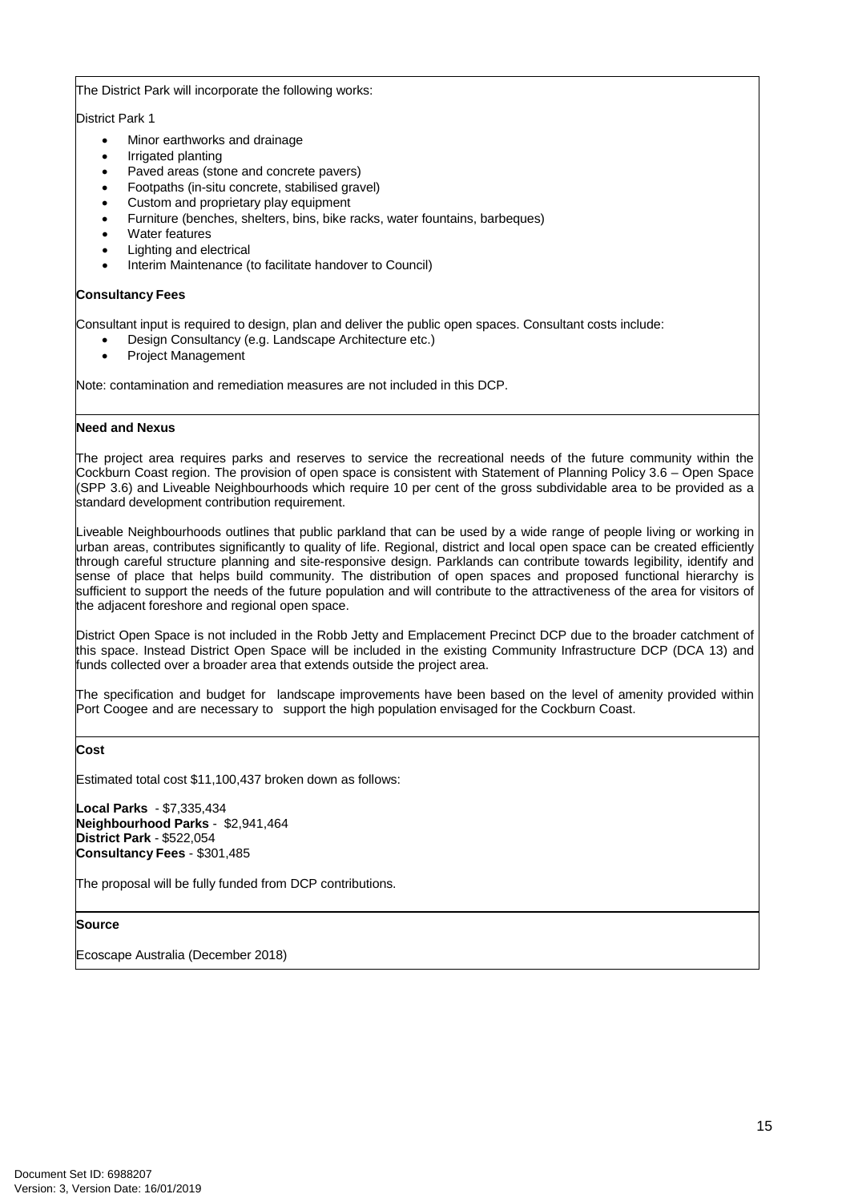The District Park will incorporate the following works:

District Park 1

- Minor earthworks and drainage
- Irrigated planting
- Paved areas (stone and concrete pavers)
- Footpaths (in-situ concrete, stabilised gravel)
- Custom and proprietary play equipment
- Furniture (benches, shelters, bins, bike racks, water fountains, barbeques)
- Water features
- Lighting and electrical
- Interim Maintenance (to facilitate handover to Council)

**Consultancy Fees**

Consultant input is required to design, plan and deliver the public open spaces. Consultant costs include:

- Design Consultancy (e.g. Landscape Architecture etc.)
- Project Management

Note: contamination and remediation measures are not included in this DCP.

**Need and Nexus**

The project area requires parks and reserves to service the recreational needs of the future community within the Cockburn Coast region. The provision of open space is consistent with Statement of Planning Policy 3.6 – Open Space (SPP 3.6) and Liveable Neighbourhoods which require 10 per cent of the gross subdividable area to be provided as a standard development contribution requirement.

Liveable Neighbourhoods outlines that public parkland that can be used by a wide range of people living or working in urban areas, contributes significantly to quality of life. Regional, district and local open space can be created efficiently through careful structure planning and site-responsive design. Parklands can contribute towards legibility, identify and sense of place that helps build community. The distribution of open spaces and proposed functional hierarchy is sufficient to support the needs of the future population and will contribute to the attractiveness of the area for visitors of the adjacent foreshore and regional open space.

District Open Space is not included in the Robb Jetty and Emplacement Precinct DCP due to the broader catchment of this space. Instead District Open Space will be included in the existing Community Infrastructure DCP (DCA 13) and funds collected over a broader area that extends outside the project area.

The specification and budget for landscape improvements have been based on the level of amenity provided within Port Coogee and are necessary to support the high population envisaged for the Cockburn Coast.

**Cost**

Estimated total cost $11,100,437 broken down as follows:

**Local Parks** - $7,335,434
**Neighbourhood Parks** - $2,941,464
**District Park** - $522,054
**Consultancy Fees** - $301,485

The proposal will be fully funded from DCP contributions.

**Source**

Ecoscape Australia (December 2018)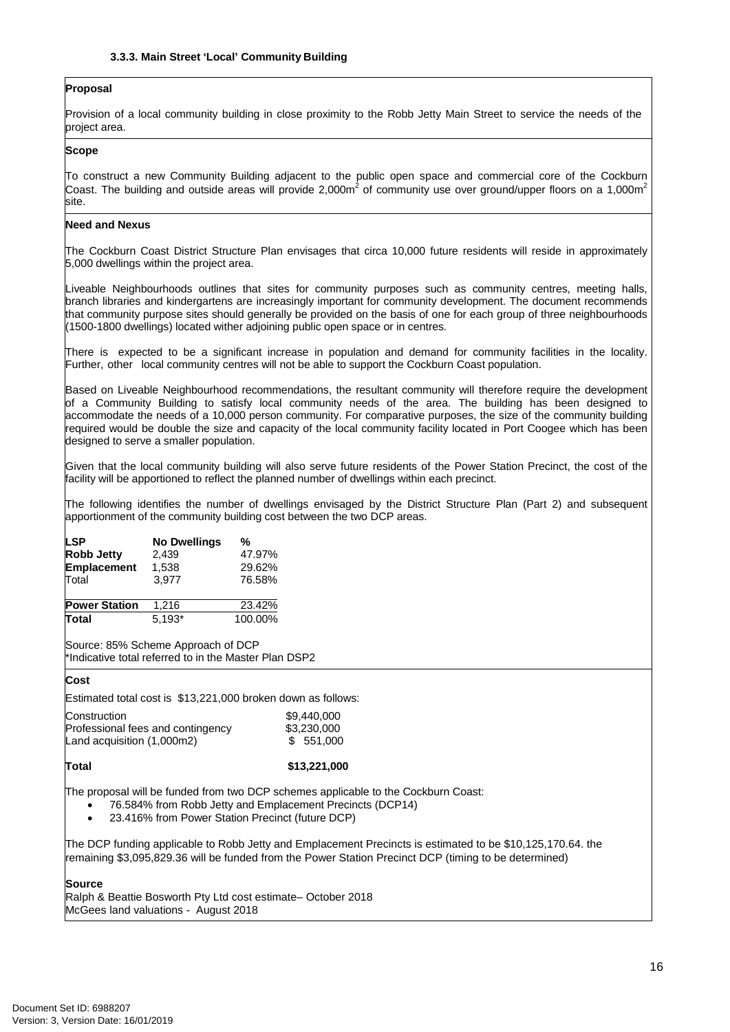#### 3.3.3. Main Street 'Local' Community Building

**Proposal**

Provision of a local community building in close proximity to the Robb Jetty Main Street to service the needs of the project area.

**Scope**

To construct a new Community Building adjacent to the public open space and commercial core of the Cockburn Coast. The building and outside areas will provide 2,000m$^2$ of community use over ground/upper floors on a 1,000m$^2$ site.

**Need and Nexus**

The Cockburn Coast District Structure Plan envisages that circa 10,000 future residents will reside in approximately 5,000 dwellings within the project area.

Liveable Neighbourhoods outlines that sites for community purposes such as community centres, meeting halls, branch libraries and kindergartens are increasingly important for community development. The document recommends that community purpose sites should generally be provided on the basis of one for each group of three neighbourhoods (1500-1800 dwellings) located wither adjoining public open space or in centres.

There is expected to be a significant increase in population and demand for community facilities in the locality. Further, other local community centres will not be able to support the Cockburn Coast population.

Based on Liveable Neighbourhood recommendations, the resultant community will therefore require the development of a Community Building to satisfy local community needs of the area. The building has been designed to accommodate the needs of a 10,000 person community. For comparative purposes, the size of the community building required would be double the size and capacity of the local community facility located in Port Coogee which has been designed to serve a smaller population.

Given that the local community building will also serve future residents of the Power Station Precinct, the cost of the facility will be apportioned to reflect the planned number of dwellings within each precinct.

The following identifies the number of dwellings envisaged by the District Structure Plan (Part 2) and subsequent apportionment of the community building cost between the two DCP areas.

| LSP | No Dwellings | % |
|---|---|---|
| **Robb Jetty** | 2,439 | 47.97% |
| **Emplacement** | 1,538 | 29.62% |
| Total | 3,977 | 76.58% |
| **Power Station** | 1,216 | 23.42% |
| **Total** | 5,193* | 100.00% |

Source: 85% Scheme Approach of DCP
*Indicative total referred to in the Master Plan DSP2

**Cost**

Estimated total cost is $13,221,000 broken down as follows:

| | |
|---|---|
| Construction | $9,440,000 |
| Professional fees and contingency | $3,230,000 |
| Land acquisition (1,000m2) | $ 551,000 |
| **Total** | **$13,221,000** |

The proposal will be funded from two DCP schemes applicable to the Cockburn Coast:

- 76.584% from Robb Jetty and Emplacement Precincts (DCP14)
- 23.416% from Power Station Precinct (future DCP)

The DCP funding applicable to Robb Jetty and Emplacement Precincts is estimated to be $10,125,170.64. the remaining $3,095,829.36 will be funded from the Power Station Precinct DCP (timing to be determined)

**Source**

Ralph & Beattie Bosworth Pty Ltd cost estimate– October 2018
McGees land valuations - August 2018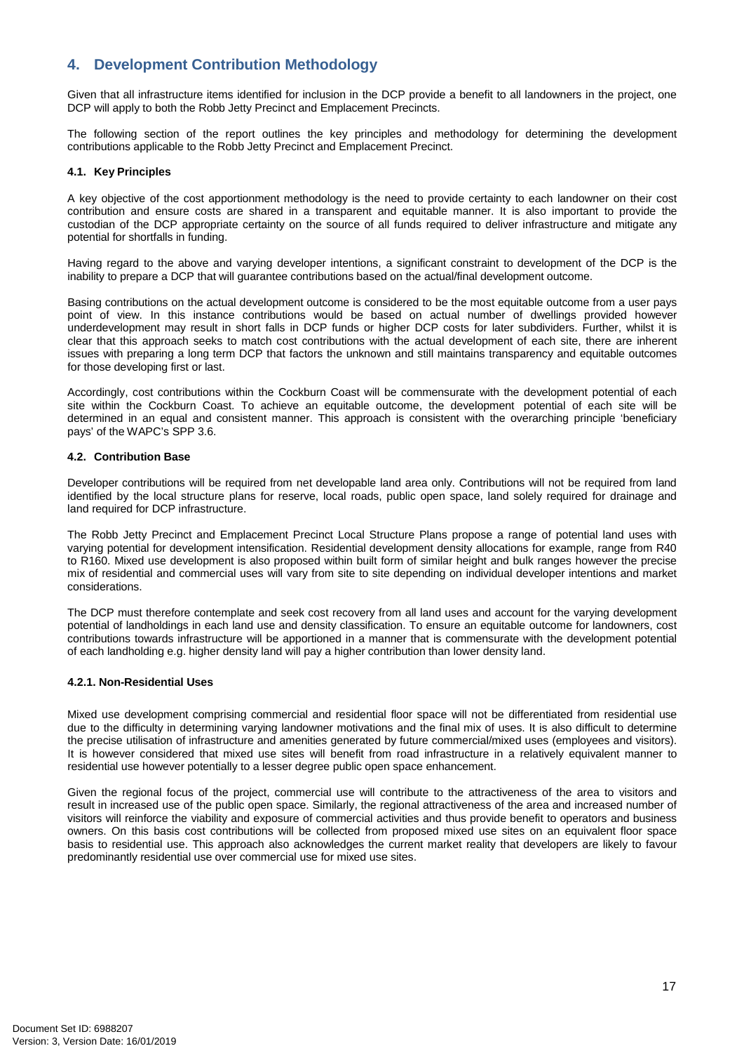# 4. Development Contribution Methodology

Given that all infrastructure items identified for inclusion in the DCP provide a benefit to all landowners in the project, one DCP will apply to both the Robb Jetty Precinct and Emplacement Precincts.

The following section of the report outlines the key principles and methodology for determining the development contributions applicable to the Robb Jetty Precinct and Emplacement Precinct.

## 4.1. Key Principles

A key objective of the cost apportionment methodology is the need to provide certainty to each landowner on their cost contribution and ensure costs are shared in a transparent and equitable manner. It is also important to provide the custodian of the DCP appropriate certainty on the source of all funds required to deliver infrastructure and mitigate any potential for shortfalls in funding.

Having regard to the above and varying developer intentions, a significant constraint to development of the DCP is the inability to prepare a DCP that will guarantee contributions based on the actual/final development outcome.

Basing contributions on the actual development outcome is considered to be the most equitable outcome from a user pays point of view. In this instance contributions would be based on actual number of dwellings provided however underdevelopment may result in short falls in DCP funds or higher DCP costs for later subdividers. Further, whilst it is clear that this approach seeks to match cost contributions with the actual development of each site, there are inherent issues with preparing a long term DCP that factors the unknown and still maintains transparency and equitable outcomes for those developing first or last.

Accordingly, cost contributions within the Cockburn Coast will be commensurate with the development potential of each site within the Cockburn Coast. To achieve an equitable outcome, the development potential of each site will be determined in an equal and consistent manner. This approach is consistent with the overarching principle 'beneficiary pays' of the WAPC's SPP 3.6.

## 4.2. Contribution Base

Developer contributions will be required from net developable land area only. Contributions will not be required from land identified by the local structure plans for reserve, local roads, public open space, land solely required for drainage and land required for DCP infrastructure.

The Robb Jetty Precinct and Emplacement Precinct Local Structure Plans propose a range of potential land uses with varying potential for development intensification. Residential development density allocations for example, range from R40 to R160. Mixed use development is also proposed within built form of similar height and bulk ranges however the precise mix of residential and commercial uses will vary from site to site depending on individual developer intentions and market considerations.

The DCP must therefore contemplate and seek cost recovery from all land uses and account for the varying development potential of landholdings in each land use and density classification. To ensure an equitable outcome for landowners, cost contributions towards infrastructure will be apportioned in a manner that is commensurate with the development potential of each landholding e.g. higher density land will pay a higher contribution than lower density land.

### 4.2.1. Non-Residential Uses

Mixed use development comprising commercial and residential floor space will not be differentiated from residential use due to the difficulty in determining varying landowner motivations and the final mix of uses. It is also difficult to determine the precise utilisation of infrastructure and amenities generated by future commercial/mixed uses (employees and visitors). It is however considered that mixed use sites will benefit from road infrastructure in a relatively equivalent manner to residential use however potentially to a lesser degree public open space enhancement.

Given the regional focus of the project, commercial use will contribute to the attractiveness of the area to visitors and result in increased use of the public open space. Similarly, the regional attractiveness of the area and increased number of visitors will reinforce the viability and exposure of commercial activities and thus provide benefit to operators and business owners. On this basis cost contributions will be collected from proposed mixed use sites on an equivalent floor space basis to residential use. This approach also acknowledges the current market reality that developers are likely to favour predominantly residential use over commercial use for mixed use sites.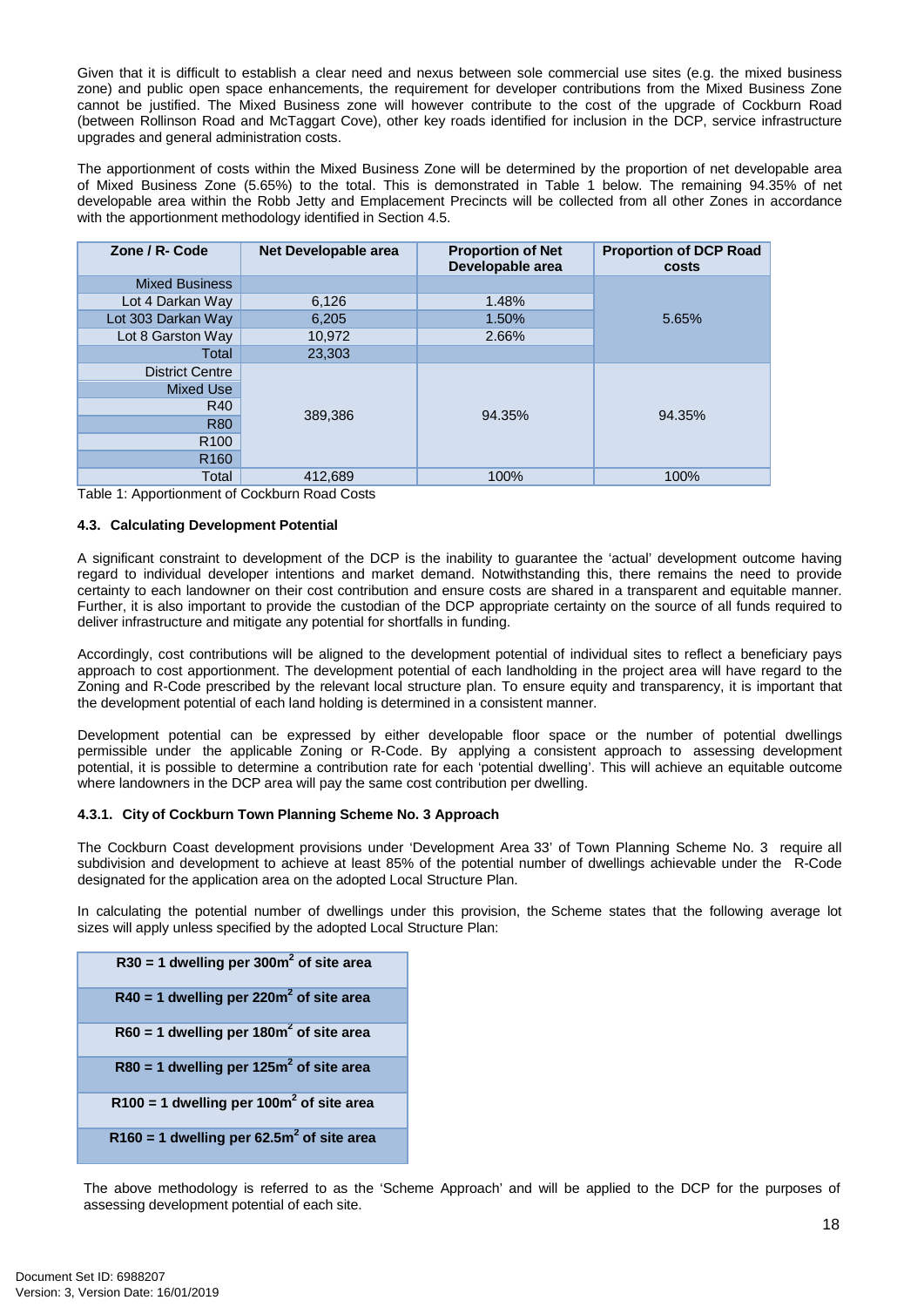Given that it is difficult to establish a clear need and nexus between sole commercial use sites (e.g. the mixed business zone) and public open space enhancements, the requirement for developer contributions from the Mixed Business Zone cannot be justified. The Mixed Business zone will however contribute to the cost of the upgrade of Cockburn Road (between Rollinson Road and McTaggart Cove), other key roads identified for inclusion in the DCP, service infrastructure upgrades and general administration costs.

The apportionment of costs within the Mixed Business Zone will be determined by the proportion of net developable area of Mixed Business Zone (5.65%) to the total. This is demonstrated in Table 1 below. The remaining 94.35% of net developable area within the Robb Jetty and Emplacement Precincts will be collected from all other Zones in accordance with the apportionment methodology identified in Section 4.5.

| Zone / R- Code | Net Developable area | Proportion of Net Developable area | Proportion of DCP Road costs |
|---|---|---|---|
| Mixed Business | | | 5.65% |
| Lot 4 Darkan Way | 6,126 | 1.48% | |
| Lot 303 Darkan Way | 6,205 | 1.50% | |
| Lot 8 Garston Way | 10,972 | 2.66% | |
| Total | 23,303 | | |
| District Centre | 389,386 | 94.35% | 94.35% |
| Mixed Use | | | |
| R40 | | | |
| R80 | | | |
| R100 | | | |
| R160 | | | |
| Total | 412,689 | 100% | 100% |

Table 1: Apportionment of Cockburn Road Costs

#### 4.3. Calculating Development Potential

A significant constraint to development of the DCP is the inability to guarantee the 'actual' development outcome having regard to individual developer intentions and market demand. Notwithstanding this, there remains the need to provide certainty to each landowner on their cost contribution and ensure costs are shared in a transparent and equitable manner. Further, it is also important to provide the custodian of the DCP appropriate certainty on the source of all funds required to deliver infrastructure and mitigate any potential for shortfalls in funding.

Accordingly, cost contributions will be aligned to the development potential of individual sites to reflect a beneficiary pays approach to cost apportionment. The development potential of each landholding in the project area will have regard to the Zoning and R-Code prescribed by the relevant local structure plan. To ensure equity and transparency, it is important that the development potential of each land holding is determined in a consistent manner.

Development potential can be expressed by either developable floor space or the number of potential dwellings permissible under the applicable Zoning or R-Code. By applying a consistent approach to assessing development potential, it is possible to determine a contribution rate for each 'potential dwelling'. This will achieve an equitable outcome where landowners in the DCP area will pay the same cost contribution per dwelling.

#### 4.3.1. City of Cockburn Town Planning Scheme No. 3 Approach

The Cockburn Coast development provisions under 'Development Area 33' of Town Planning Scheme No. 3 require all subdivision and development to achieve at least 85% of the potential number of dwellings achievable under the R-Code designated for the application area on the adopted Local Structure Plan.

In calculating the potential number of dwellings under this provision, the Scheme states that the following average lot sizes will apply unless specified by the adopted Local Structure Plan:

| |
|---|
| **R30 = 1 dwelling per 300m² of site area** |
| **R40 = 1 dwelling per 220m² of site area** |
| **R60 = 1 dwelling per 180m² of site area** |
| **R80 = 1 dwelling per 125m² of site area** |
| **R100 = 1 dwelling per 100m² of site area** |
| **R160 = 1 dwelling per 62.5m² of site area** |

The above methodology is referred to as the 'Scheme Approach' and will be applied to the DCP for the purposes of assessing development potential of each site.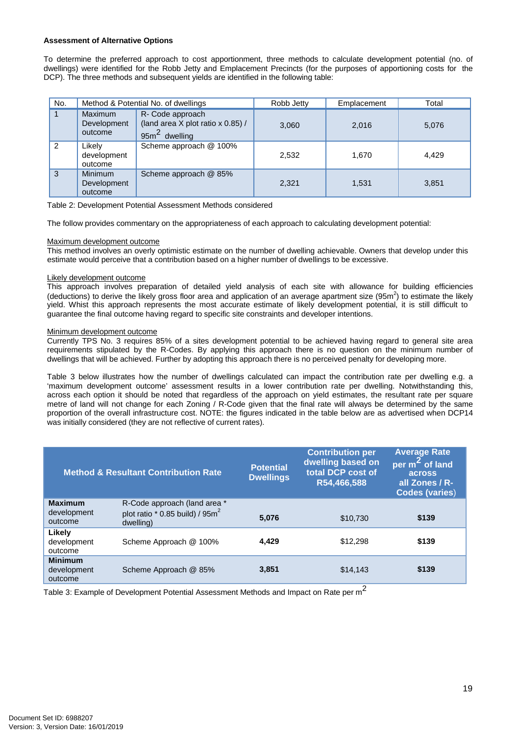**Assessment of Alternative Options**

To determine the preferred approach to cost apportionment, three methods to calculate development potential (no. of dwellings) were identified for the Robb Jetty and Emplacement Precincts (for the purposes of apportioning costs for the DCP). The three methods and subsequent yields are identified in the following table:

| No. | Method & Potential No. of dwellings | | Robb Jetty | Emplacement | Total |
|---|---|---|---|---|---|
| 1 | Maximum Development outcome | R- Code approach (land area X plot ratio x 0.85) / 95m$^2$ dwelling | 3,060 | 2,016 | 5,076 |
| 2 | Likely development outcome | Scheme approach @ 100% | 2,532 | 1,670 | 4,429 |
| 3 | Minimum Development outcome | Scheme approach @ 85% | 2,321 | 1,531 | 3,851 |

Table 2: Development Potential Assessment Methods considered

The follow provides commentary on the appropriateness of each approach to calculating development potential:

Maximum development outcome
This method involves an overly optimistic estimate on the number of dwelling achievable. Owners that develop under this estimate would perceive that a contribution based on a higher number of dwellings to be excessive.

Likely development outcome
This approach involves preparation of detailed yield analysis of each site with allowance for building efficiencies (deductions) to derive the likely gross floor area and application of an average apartment size (95m$^2$) to estimate the likely yield. Whist this approach represents the most accurate estimate of likely development potential, it is still difficult to guarantee the final outcome having regard to specific site constraints and developer intentions.

Minimum development outcome
Currently TPS No. 3 requires 85% of a sites development potential to be achieved having regard to general site area requirements stipulated by the R-Codes. By applying this approach there is no question on the minimum number of dwellings that will be achieved. Further by adopting this approach there is no perceived penalty for developing more.

Table 3 below illustrates how the number of dwellings calculated can impact the contribution rate per dwelling e.g. a 'maximum development outcome' assessment results in a lower contribution rate per dwelling. Notwithstanding this, across each option it should be noted that regardless of the approach on yield estimates, the resultant rate per square metre of land will not change for each Zoning / R-Code given that the final rate will always be determined by the same proportion of the overall infrastructure cost. NOTE: the figures indicated in the table below are as advertised when DCP14 was initially considered (they are not reflective of current rates).

| Method & Resultant Contribution Rate | | Potential Dwellings | Contribution per dwelling based on total DCP cost of R54,466,588 | Average Rate per m$^2$ of land across all Zones / R-Codes (varies) |
|---|---|---|---|---|
| **Maximum** development outcome | R-Code approach (land area * plot ratio * 0.85 build) / 95m$^2$ dwelling) | **5,076** | $10,730 | **$139** |
| **Likely** development outcome | Scheme Approach @ 100% | **4,429** | $12,298 | **$139** |
| **Minimum** development outcome | Scheme Approach @ 85% | **3,851** | $14,143 | **$139** |

Table 3: Example of Development Potential Assessment Methods and Impact on Rate per m$^2$

Document Set ID: 6988207
Version: 3, Version Date: 16/01/2019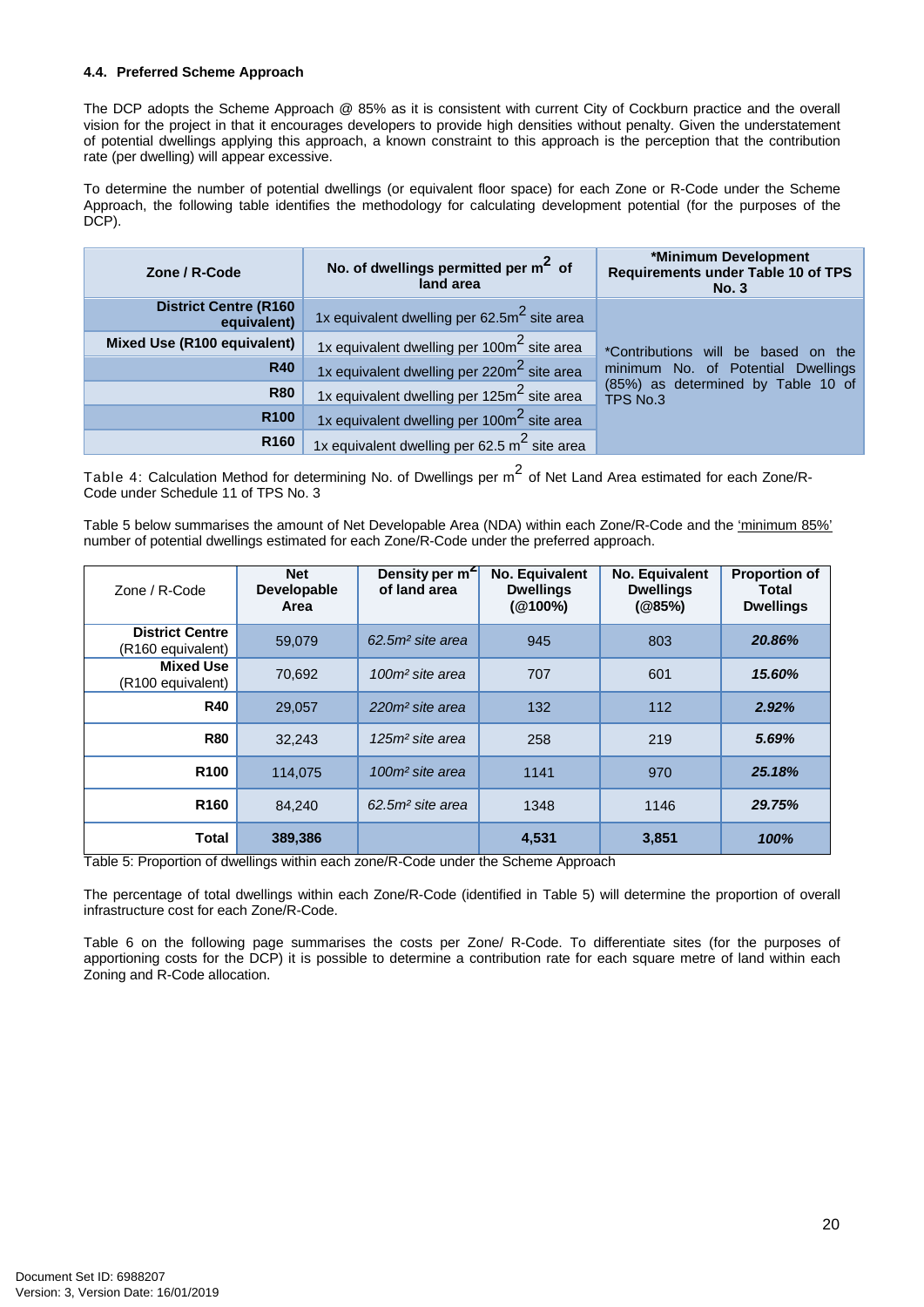### 4.4. Preferred Scheme Approach

The DCP adopts the Scheme Approach @ 85% as it is consistent with current City of Cockburn practice and the overall vision for the project in that it encourages developers to provide high densities without penalty. Given the understatement of potential dwellings applying this approach, a known constraint to this approach is the perception that the contribution rate (per dwelling) will appear excessive.

To determine the number of potential dwellings (or equivalent floor space) for each Zone or R-Code under the Scheme Approach, the following table identifies the methodology for calculating development potential (for the purposes of the DCP).

| Zone / R-Code | No. of dwellings permitted per $m^2$ of land area | *Minimum Development Requirements under Table 10 of TPS No. 3 |
|---|---|---|
| District Centre (R160 equivalent) | 1x equivalent dwelling per $62.5m^2$ site area | *Contributions will be based on the minimum No. of Potential Dwellings (85%) as determined by Table 10 of TPS No.3 |
| Mixed Use (R100 equivalent) | 1x equivalent dwelling per $100m^2$ site area | |
| R40 | 1x equivalent dwelling per $220m^2$ site area | |
| R80 | 1x equivalent dwelling per $125m^2$ site area | |
| R100 | 1x equivalent dwelling per $100m^2$ site area | |
| R160 | 1x equivalent dwelling per $62.5 m^2$ site area | |

Table 4: Calculation Method for determining No. of Dwellings per $m^2$ of Net Land Area estimated for each Zone/R-Code under Schedule 11 of TPS No. 3

Table 5 below summarises the amount of Net Developable Area (NDA) within each Zone/R-Code and the 'minimum 85%' number of potential dwellings estimated for each Zone/R-Code under the preferred approach.

| Zone / R-Code | Net Developable Area | Density per $m^2$ of land area | No. Equivalent Dwellings (@100%) | No. Equivalent Dwellings (@85%) | Proportion of Total Dwellings |
|---|---|---|---|---|---|
| **District Centre** (R160 equivalent) | 59,079 | *62.5m² site area* | 945 | 803 | ***20.86%*** |
| **Mixed Use** (R100 equivalent) | 70,692 | *100m² site area* | 707 | 601 | ***15.60%*** |
| **R40** | 29,057 | *220m² site area* | 132 | 112 | ***2.92%*** |
| **R80** | 32,243 | *125m² site area* | 258 | 219 | ***5.69%*** |
| **R100** | 114,075 | *100m² site area* | 1141 | 970 | ***25.18%*** |
| **R160** | 84,240 | *62.5m² site area* | 1348 | 1146 | ***29.75%*** |
| **Total** | **389,386** | | **4,531** | **3,851** | ***100%*** |

Table 5: Proportion of dwellings within each zone/R-Code under the Scheme Approach

The percentage of total dwellings within each Zone/R-Code (identified in Table 5) will determine the proportion of overall infrastructure cost for each Zone/R-Code.

Table 6 on the following page summarises the costs per Zone/ R-Code. To differentiate sites (for the purposes of apportioning costs for the DCP) it is possible to determine a contribution rate for each square metre of land within each Zoning and R-Code allocation.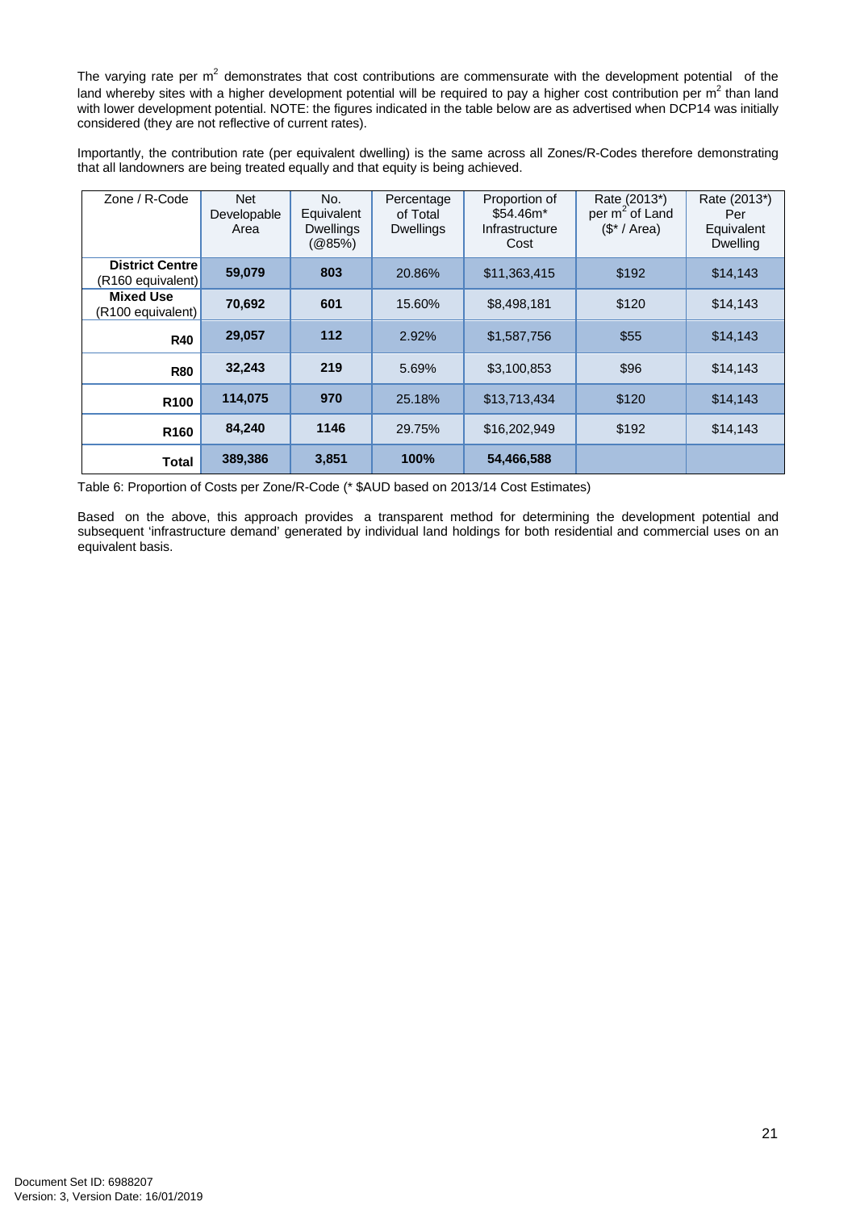The varying rate per $m^2$ demonstrates that cost contributions are commensurate with the development potential of the land whereby sites with a higher development potential will be required to pay a higher cost contribution per $m^2$ than land with lower development potential. NOTE: the figures indicated in the table below are as advertised when DCP14 was initially considered (they are not reflective of current rates).

Importantly, the contribution rate (per equivalent dwelling) is the same across all Zones/R-Codes therefore demonstrating that all landowners are being treated equally and that equity is being achieved.

| Zone / R-Code | Net Developable Area | No. Equivalent Dwellings (@85%) | Percentage of Total Dwellings | Proportion of $54.46m* Infrastructure Cost | Rate (2013*) per $m^2$ of Land ($* / Area) | Rate (2013*) Per Equivalent Dwelling |
|---|---|---|---|---|---|---|
| **District Centre** (R160 equivalent) | **59,079** | **803** | 20.86% | $11,363,415 | $192 | $14,143 |
| **Mixed Use** (R100 equivalent) | **70,692** | **601** | 15.60% | $8,498,181 | $120 | $14,143 |
| **R40** | **29,057** | **112** | 2.92% | $1,587,756 | $55 | $14,143 |
| **R80** | **32,243** | **219** | 5.69% | $3,100,853 | $96 | $14,143 |
| **R100** | **114,075** | **970** | 25.18% | $13,713,434 | $120 | $14,143 |
| **R160** | **84,240** | **1146** | 29.75% | $16,202,949 | $192 | $14,143 |
| **Total** | **389,386** | **3,851** | **100%** | **54,466,588** | | |

Table 6: Proportion of Costs per Zone/R-Code (* $AUD based on 2013/14 Cost Estimates)

Based on the above, this approach provides a transparent method for determining the development potential and subsequent 'infrastructure demand' generated by individual land holdings for both residential and commercial uses on an equivalent basis.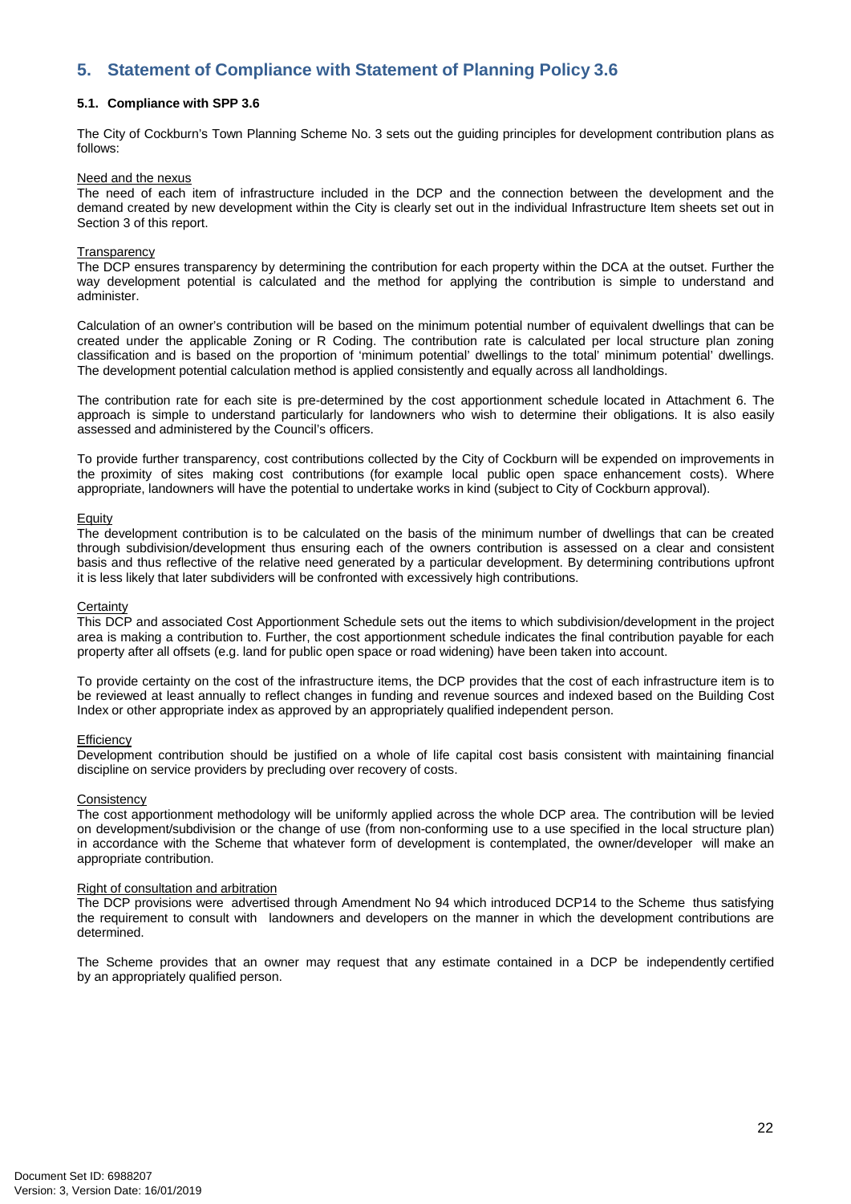## 5. Statement of Compliance with Statement of Planning Policy 3.6

### 5.1. Compliance with SPP 3.6

The City of Cockburn's Town Planning Scheme No. 3 sets out the guiding principles for development contribution plans as follows:

Need and the nexus
The need of each item of infrastructure included in the DCP and the connection between the development and the demand created by new development within the City is clearly set out in the individual Infrastructure Item sheets set out in Section 3 of this report.

Transparency
The DCP ensures transparency by determining the contribution for each property within the DCA at the outset. Further the way development potential is calculated and the method for applying the contribution is simple to understand and administer.

Calculation of an owner's contribution will be based on the minimum potential number of equivalent dwellings that can be created under the applicable Zoning or R Coding. The contribution rate is calculated per local structure plan zoning classification and is based on the proportion of 'minimum potential' dwellings to the total' minimum potential' dwellings. The development potential calculation method is applied consistently and equally across all landholdings.

The contribution rate for each site is pre-determined by the cost apportionment schedule located in Attachment 6. The approach is simple to understand particularly for landowners who wish to determine their obligations. It is also easily assessed and administered by the Council's officers.

To provide further transparency, cost contributions collected by the City of Cockburn will be expended on improvements in the proximity of sites making cost contributions (for example local public open space enhancement costs). Where appropriate, landowners will have the potential to undertake works in kind (subject to City of Cockburn approval).

Equity
The development contribution is to be calculated on the basis of the minimum number of dwellings that can be created through subdivision/development thus ensuring each of the owners contribution is assessed on a clear and consistent basis and thus reflective of the relative need generated by a particular development. By determining contributions upfront it is less likely that later subdividers will be confronted with excessively high contributions.

Certainty
This DCP and associated Cost Apportionment Schedule sets out the items to which subdivision/development in the project area is making a contribution to. Further, the cost apportionment schedule indicates the final contribution payable for each property after all offsets (e.g. land for public open space or road widening) have been taken into account.

To provide certainty on the cost of the infrastructure items, the DCP provides that the cost of each infrastructure item is to be reviewed at least annually to reflect changes in funding and revenue sources and indexed based on the Building Cost Index or other appropriate index as approved by an appropriately qualified independent person.

Efficiency
Development contribution should be justified on a whole of life capital cost basis consistent with maintaining financial discipline on service providers by precluding over recovery of costs.

Consistency
The cost apportionment methodology will be uniformly applied across the whole DCP area. The contribution will be levied on development/subdivision or the change of use (from non-conforming use to a use specified in the local structure plan) in accordance with the Scheme that whatever form of development is contemplated, the owner/developer will make an appropriate contribution.

Right of consultation and arbitration
The DCP provisions were advertised through Amendment No 94 which introduced DCP14 to the Scheme thus satisfying the requirement to consult with landowners and developers on the manner in which the development contributions are determined.

The Scheme provides that an owner may request that any estimate contained in a DCP be independently certified by an appropriately qualified person.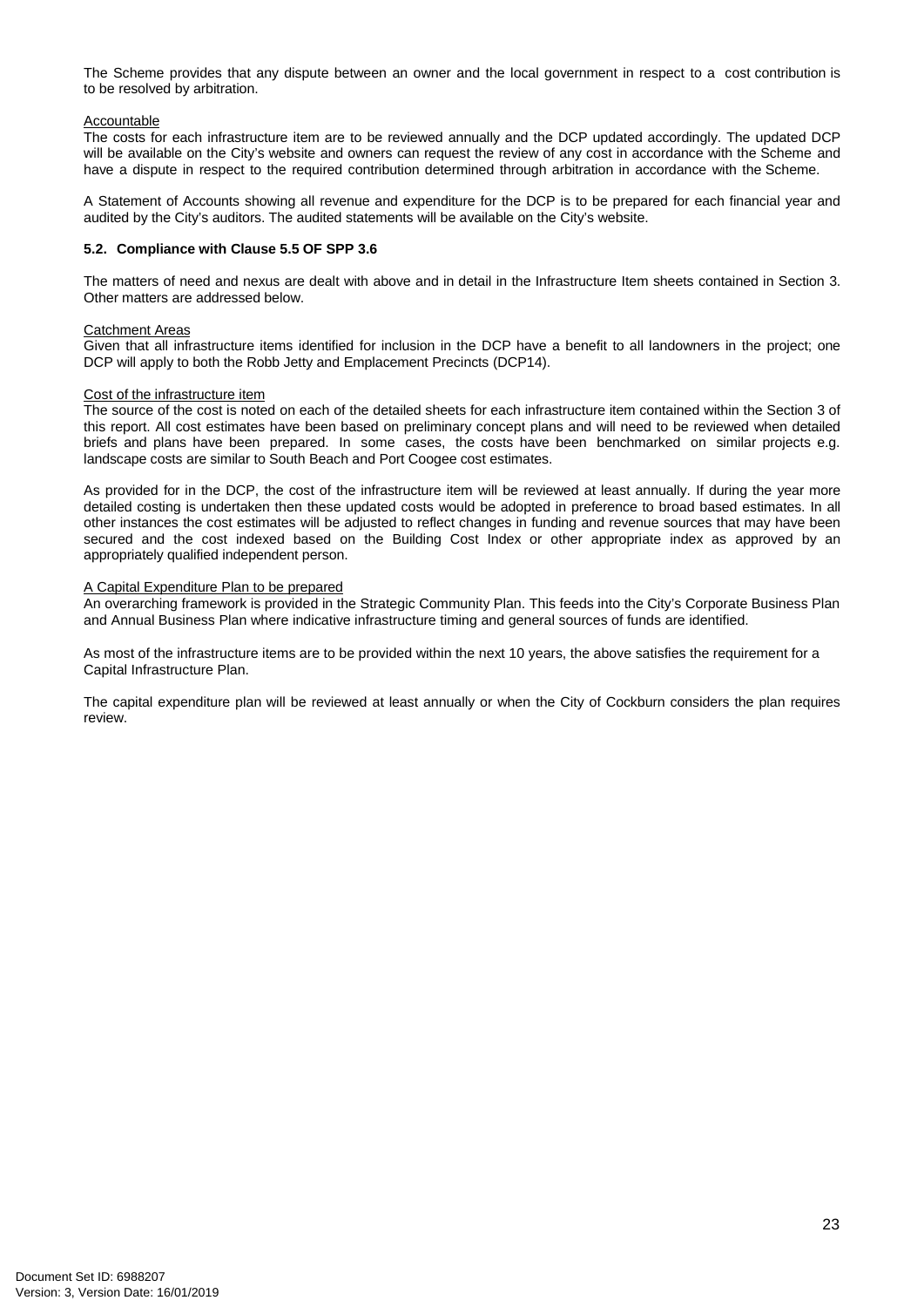The Scheme provides that any dispute between an owner and the local government in respect to a cost contribution is to be resolved by arbitration.

Accountable

The costs for each infrastructure item are to be reviewed annually and the DCP updated accordingly. The updated DCP will be available on the City's website and owners can request the review of any cost in accordance with the Scheme and have a dispute in respect to the required contribution determined through arbitration in accordance with the Scheme.

A Statement of Accounts showing all revenue and expenditure for the DCP is to be prepared for each financial year and audited by the City's auditors. The audited statements will be available on the City's website.

### 5.2. Compliance with Clause 5.5 OF SPP 3.6

The matters of need and nexus are dealt with above and in detail in the Infrastructure Item sheets contained in Section 3. Other matters are addressed below.

Catchment Areas

Given that all infrastructure items identified for inclusion in the DCP have a benefit to all landowners in the project; one DCP will apply to both the Robb Jetty and Emplacement Precincts (DCP14).

Cost of the infrastructure item

The source of the cost is noted on each of the detailed sheets for each infrastructure item contained within the Section 3 of this report. All cost estimates have been based on preliminary concept plans and will need to be reviewed when detailed briefs and plans have been prepared. In some cases, the costs have been benchmarked on similar projects e.g. landscape costs are similar to South Beach and Port Coogee cost estimates.

As provided for in the DCP, the cost of the infrastructure item will be reviewed at least annually. If during the year more detailed costing is undertaken then these updated costs would be adopted in preference to broad based estimates. In all other instances the cost estimates will be adjusted to reflect changes in funding and revenue sources that may have been secured and the cost indexed based on the Building Cost Index or other appropriate index as approved by an appropriately qualified independent person.

A Capital Expenditure Plan to be prepared

An overarching framework is provided in the Strategic Community Plan. This feeds into the City's Corporate Business Plan and Annual Business Plan where indicative infrastructure timing and general sources of funds are identified.

As most of the infrastructure items are to be provided within the next 10 years, the above satisfies the requirement for a Capital Infrastructure Plan.

The capital expenditure plan will be reviewed at least annually or when the City of Cockburn considers the plan requires review.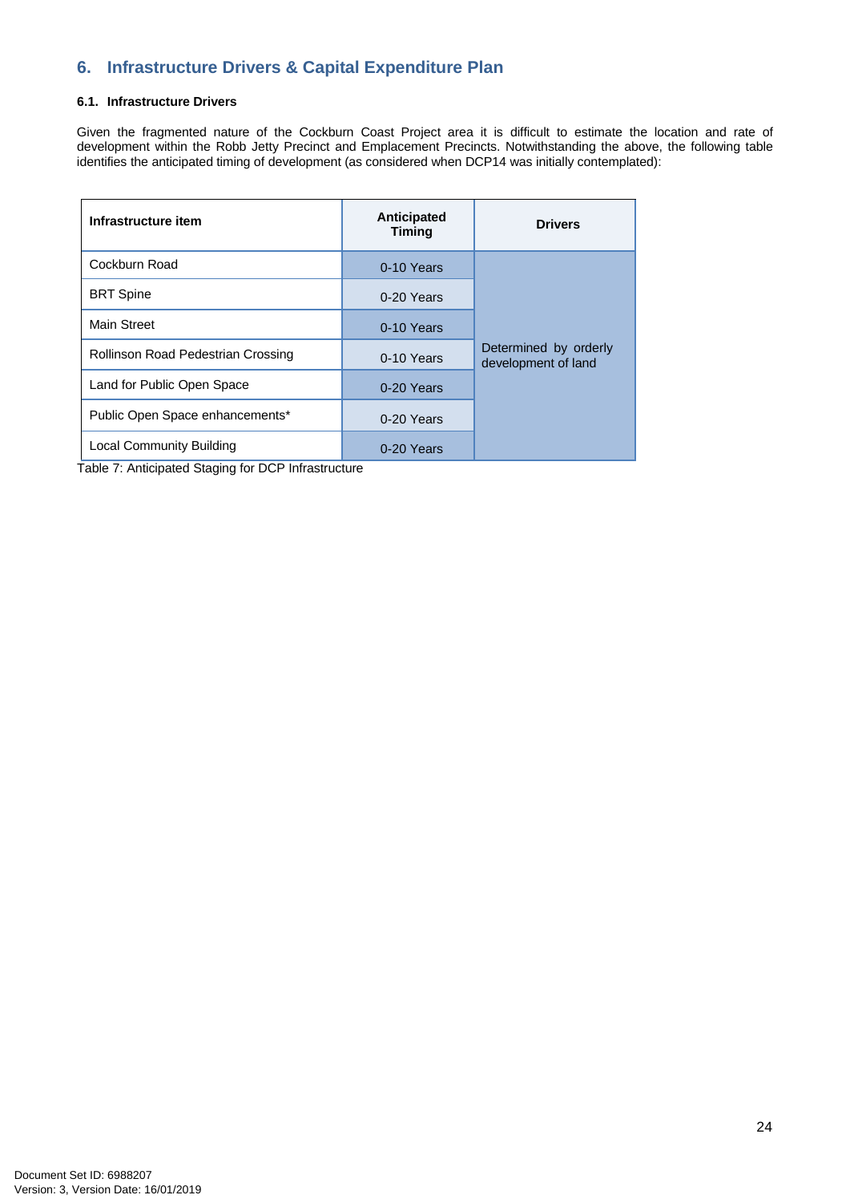## 6. Infrastructure Drivers & Capital Expenditure Plan

### 6.1. Infrastructure Drivers

Given the fragmented nature of the Cockburn Coast Project area it is difficult to estimate the location and rate of development within the Robb Jetty Precinct and Emplacement Precincts. Notwithstanding the above, the following table identifies the anticipated timing of development (as considered when DCP14 was initially contemplated):

| Infrastructure item | Anticipated Timing | Drivers |
|---|---|---|
| Cockburn Road | 0-10 Years | Determined by orderly development of land |
| BRT Spine | 0-20 Years | |
| Main Street | 0-10 Years | |
| Rollinson Road Pedestrian Crossing | 0-10 Years | |
| Land for Public Open Space | 0-20 Years | |
| Public Open Space enhancements* | 0-20 Years | |
| Local Community Building | 0-20 Years | |

Table 7: Anticipated Staging for DCP Infrastructure

Document Set ID: 6988207
Version: 3, Version Date: 16/01/2019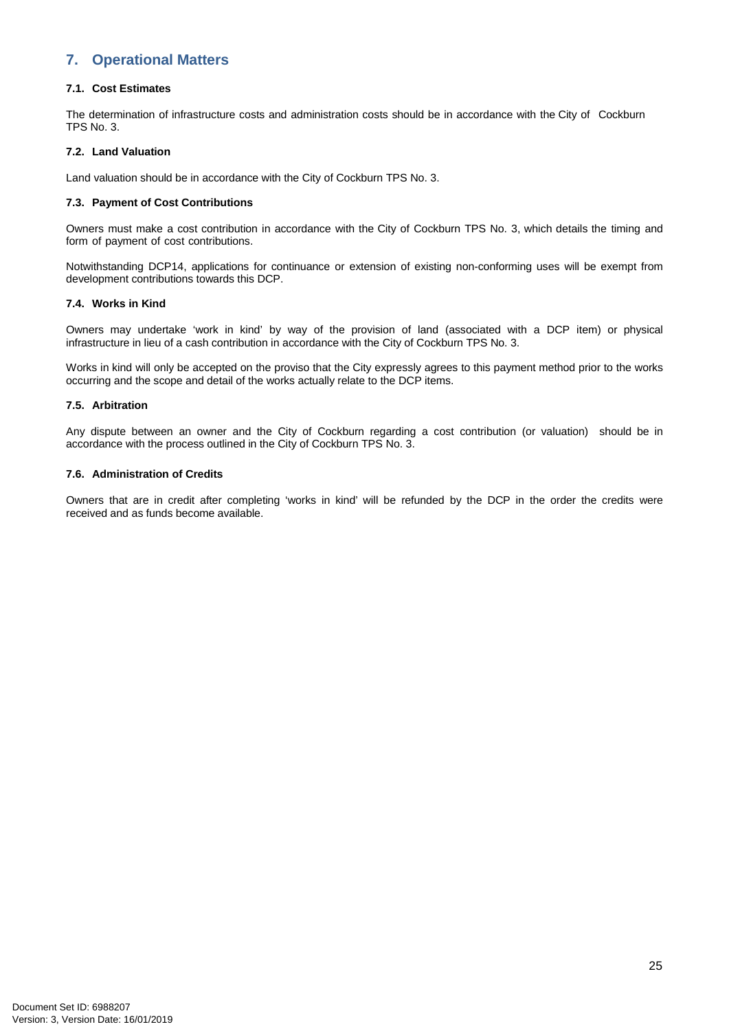## 7. Operational Matters

### 7.1. Cost Estimates

The determination of infrastructure costs and administration costs should be in accordance with the City of Cockburn TPS No. 3.

### 7.2. Land Valuation

Land valuation should be in accordance with the City of Cockburn TPS No. 3.

### 7.3. Payment of Cost Contributions

Owners must make a cost contribution in accordance with the City of Cockburn TPS No. 3, which details the timing and form of payment of cost contributions.

Notwithstanding DCP14, applications for continuance or extension of existing non-conforming uses will be exempt from development contributions towards this DCP.

### 7.4. Works in Kind

Owners may undertake 'work in kind' by way of the provision of land (associated with a DCP item) or physical infrastructure in lieu of a cash contribution in accordance with the City of Cockburn TPS No. 3.

Works in kind will only be accepted on the proviso that the City expressly agrees to this payment method prior to the works occurring and the scope and detail of the works actually relate to the DCP items.

### 7.5. Arbitration

Any dispute between an owner and the City of Cockburn regarding a cost contribution (or valuation) should be in accordance with the process outlined in the City of Cockburn TPS No. 3.

### 7.6. Administration of Credits

Owners that are in credit after completing 'works in kind' will be refunded by the DCP in the order the credits were received and as funds become available.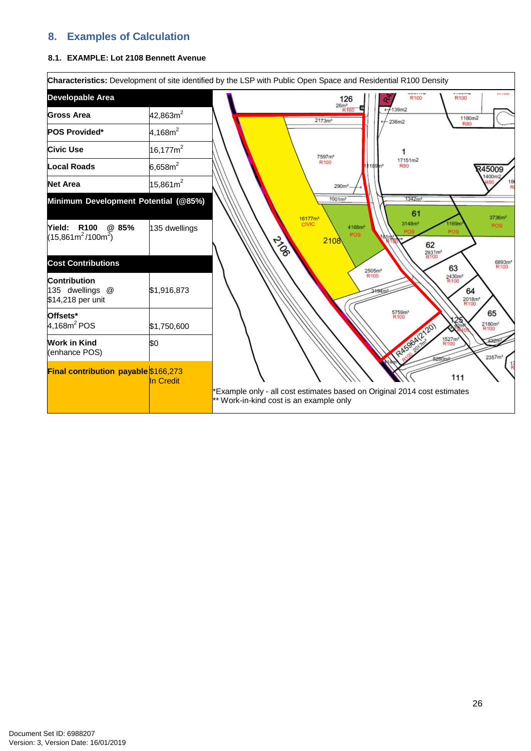## 8. Examples of Calculation

### 8.1. EXAMPLE: Lot 2108 Bennett Avenue

**Characteristics:** Development of site identified by the LSP with Public Open Space and Residential R100 Density

| **Developable Area** | |
|---|---|
| **Gross Area** | 42,863m$^2$ |
| **POS Provided*** | 4,168m$^2$ |
| **Civic Use** | 16,177m$^2$ |
| **Local Roads** | 6,658m$^2$ |
| **Net Area** | 15,861m$^2$ |
| **Minimum Development Potential (@85%)** | |
| **Yield: R100 @ 85%** (15,861m$^2$/100m$^2$) | 135 dwellings |
| **Cost Contributions** | |
| **Contribution** 135 dwellings @ $14,218 per unit | $1,916,873 |
| **Offsets*** 4,168m$^2$ POS | $1,750,600 |
| **Work in Kind** (enhance POS) | $0 |
| **Final contribution payable** | $166,273 In Credit |

*Example only - all cost estimates based on Original 2014 cost estimates
** Work-in-kind cost is an example only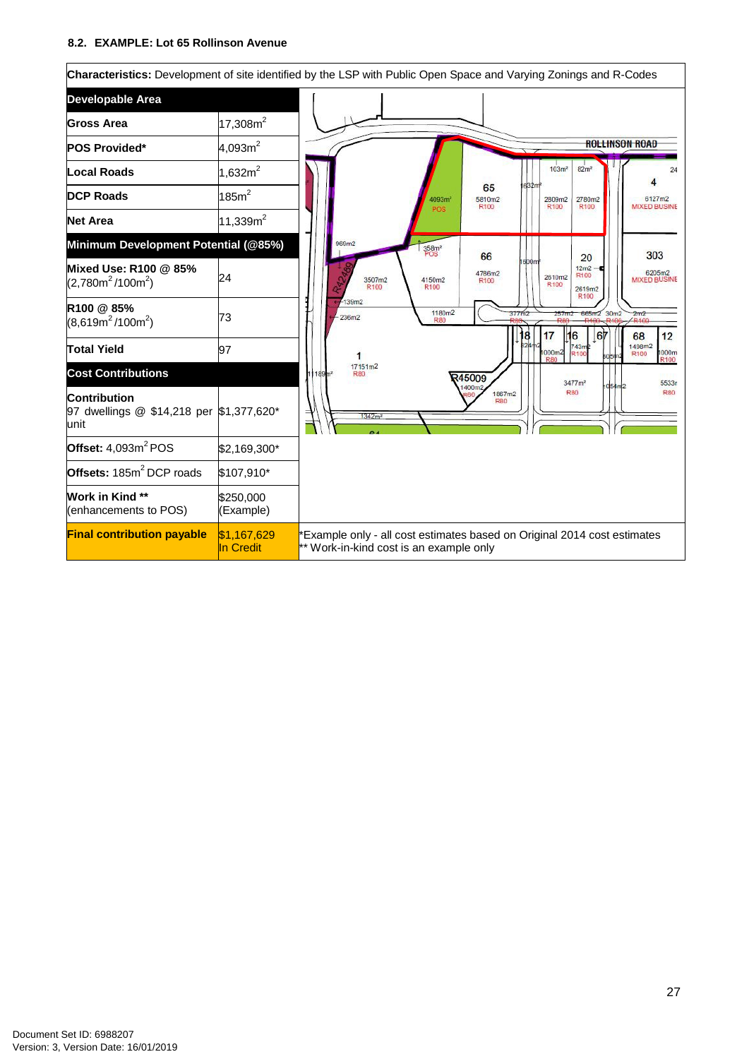### 8.2. EXAMPLE: Lot 65 Rollinson Avenue

**Characteristics:** Development of site identified by the LSP with Public Open Space and Varying Zonings and R-Codes

| **Developable Area** | |
|---|---|
| **Gross Area** | 17,308m$^2$ |
| **POS Provided*** | 4,093m$^2$ |
| **Local Roads** | 1,632m$^2$ |
| **DCP Roads** | 185m$^2$ |
| **Net Area** | 11,339m$^2$ |
| **Minimum Development Potential (@85%)** | |
| **Mixed Use: R100 @ 85%** (2,780m$^2$ /100m$^2$) | 24 |
| **R100 @ 85%** (8,619m$^2$ /100m$^2$) | 73 |
| **Total Yield** | 97 |
| **Cost Contributions** | |
| **Contribution** 97 dwellings @ $14,218 per unit | $1,377,620* |
| **Offset:** 4,093m$^2$ POS | $2,169,300* |
| **Offsets:** 185m$^2$ DCP roads | $107,910* |
| **Work in Kind **** (enhancements to POS) | $250,000 (Example) |
| **Final contribution payable** | $1,167,629 In Credit |

*Example only - all cost estimates based on Original 2014 cost estimates
** Work-in-kind cost is an example only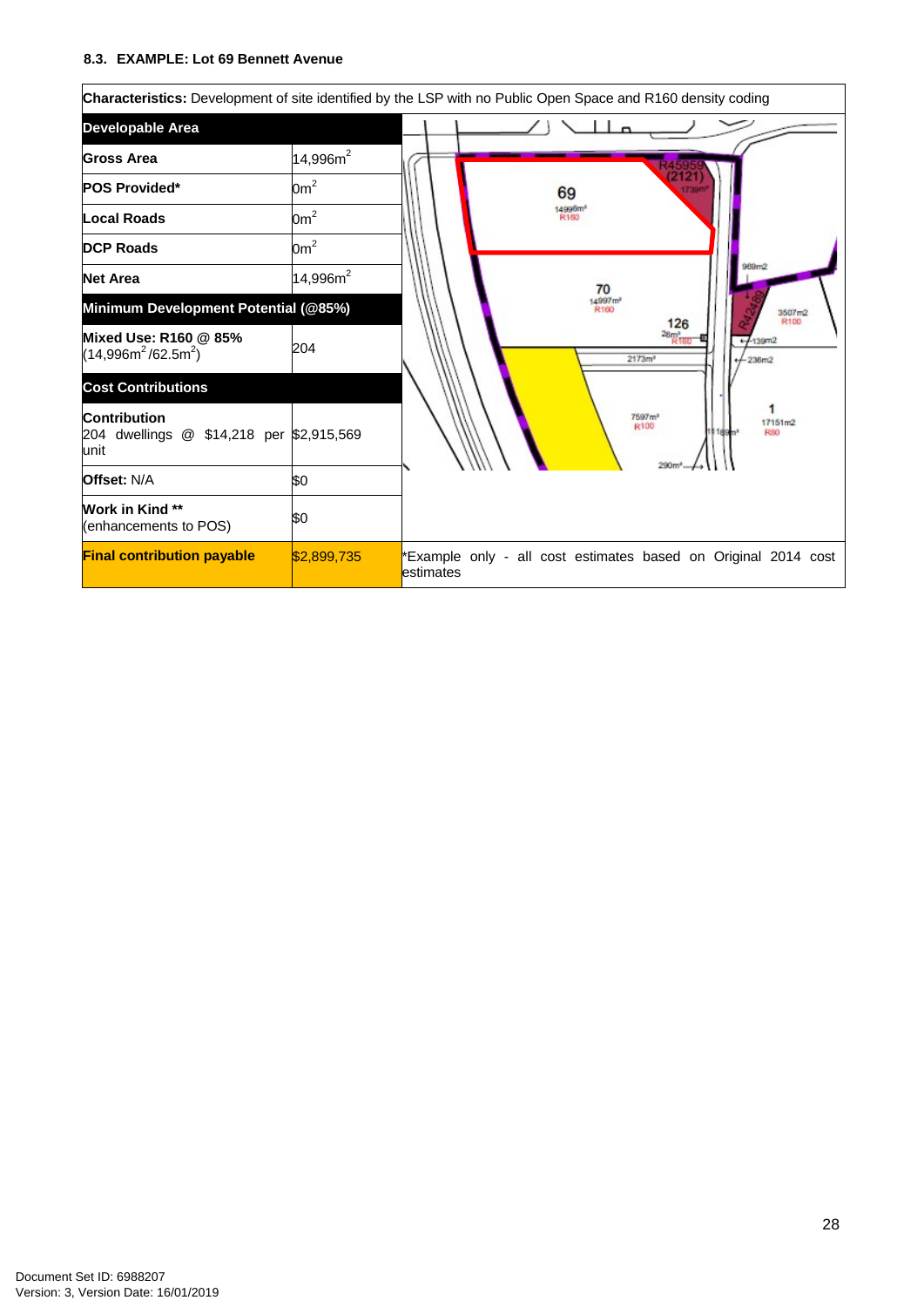#### 8.3. EXAMPLE: Lot 69 Bennett Avenue

| **Characteristics:** Development of site identified by the LSP with no Public Open Space and R160 density coding | |
|---|---|
| **Developable Area** | |
| **Gross Area** | 14,996m$^2$ |
| **POS Provided*** | 0m$^2$ |
| **Local Roads** | 0m$^2$ |
| **DCP Roads** | 0m$^2$ |
| **Net Area** | 14,996m$^2$ |
| **Minimum Development Potential (@85%)** | |
| **Mixed Use: R160 @ 85%** (14,996m$^2$/62.5m$^2$) | 204 |
| **Cost Contributions** | |
| **Contribution** 204 dwellings @ $14,218 per unit | $2,915,569 |
| **Offset:** N/A | $0 |
| **Work in Kind \*\*** (enhancements to POS) | $0 |
| **Final contribution payable** | $2,899,735 |

*Example only - all cost estimates based on Original 2014 cost estimates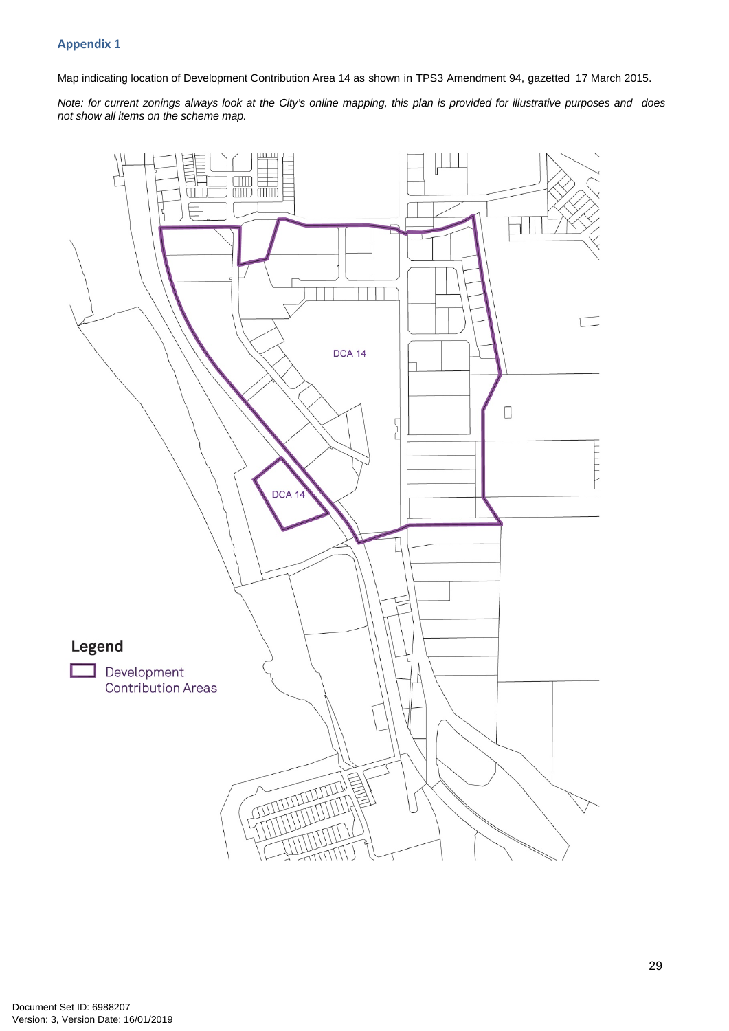## Appendix 1

Map indicating location of Development Contribution Area 14 as shown in TPS3 Amendment 94, gazetted 17 March 2015.

*Note: for current zonings always look at the City's online mapping, this plan is provided for illustrative purposes and does not show all items on the scheme map.*

DCA 14

DCA 14

**Legend**

Development Contribution Areas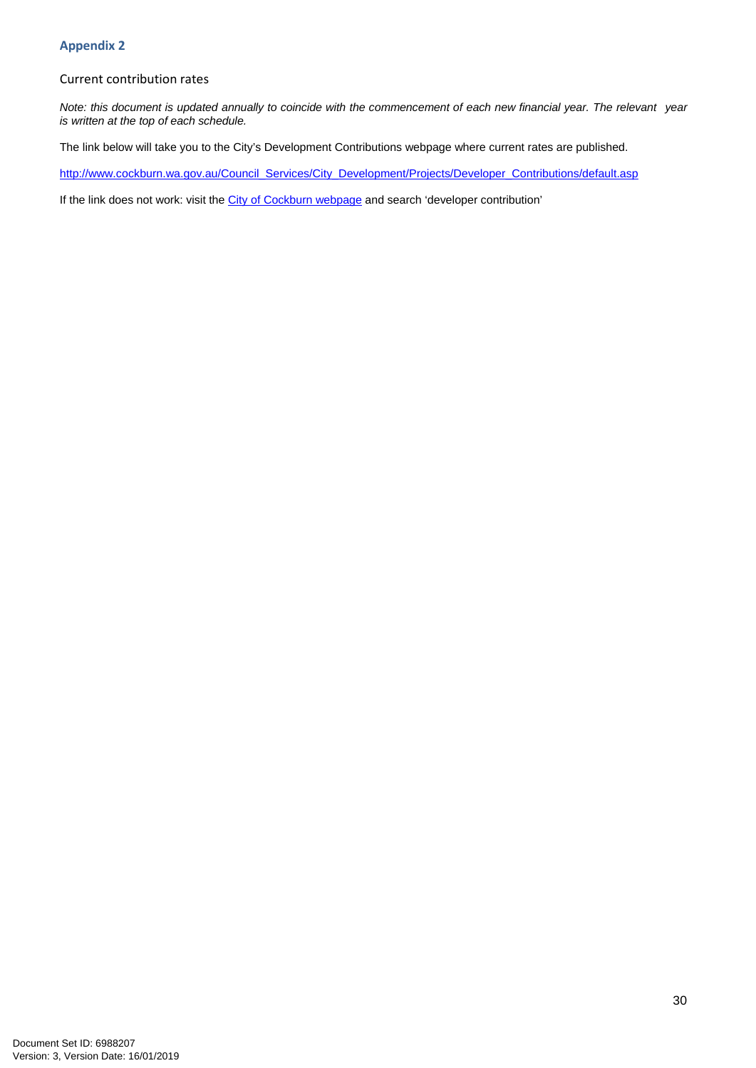## Appendix 2

Current contribution rates

*Note: this document is updated annually to coincide with the commencement of each new financial year. The relevant year is written at the top of each schedule.*

The link below will take you to the City's Development Contributions webpage where current rates are published.

http://www.cockburn.wa.gov.au/Council_Services/City_Development/Projects/Developer_Contributions/default.asp

If the link does not work: visit the City of Cockburn webpage and search 'developer contribution'

Document Set ID: 6988207
Version: 3, Version Date: 16/01/2019